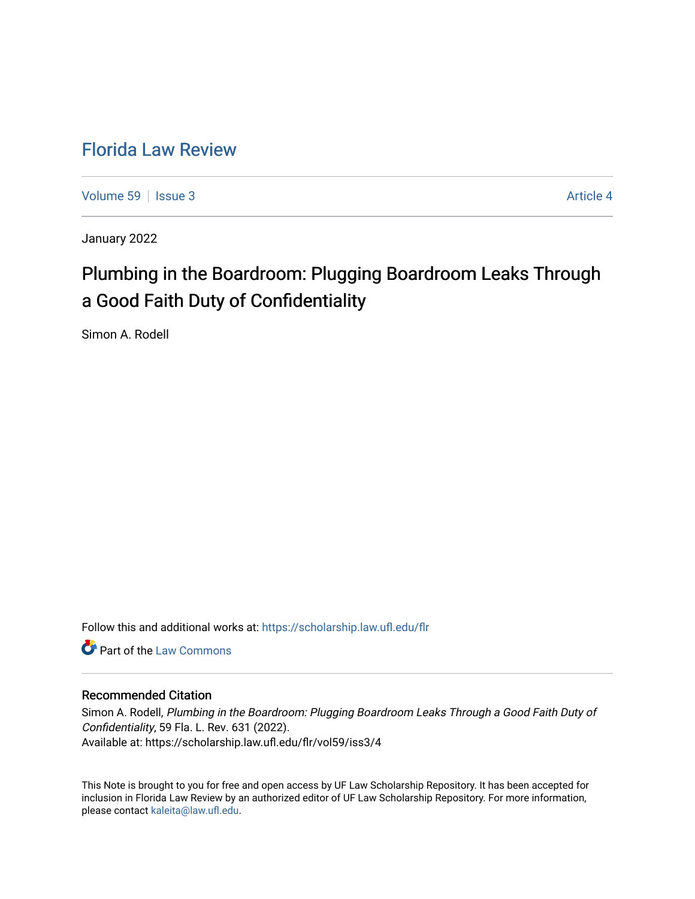# Florida Law Review

Volume 59 | Issue 3 | Article 4

January 2022

## Plumbing in the Boardroom: Plugging Boardroom Leaks Through a Good Faith Duty of Confidentiality

Simon A. Rodell

Follow this and additional works at: https://scholarship.law.ufl.edu/flr

Part of the Law Commons

### Recommended Citation

Simon A. Rodell, *Plumbing in the Boardroom: Plugging Boardroom Leaks Through a Good Faith Duty of Confidentiality*, 59 Fla. L. Rev. 631 (2022).
Available at: https://scholarship.law.ufl.edu/flr/vol59/iss3/4

This Note is brought to you for free and open access by UF Law Scholarship Repository. It has been accepted for inclusion in Florida Law Review by an authorized editor of UF Law Scholarship Repository. For more information, please contact kaleita@law.ufl.edu.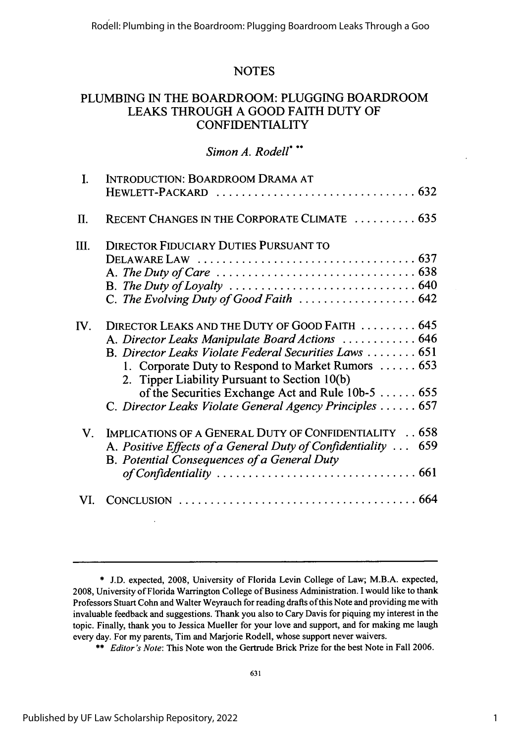## NOTES

# PLUMBING IN THE BOARDROOM: PLUGGING BOARDROOM LEAKS THROUGH A GOOD FAITH DUTY OF CONFIDENTIALITY

*Simon A. Rodell*[*] [**]

I. INTRODUCTION: BOARDROOM DRAMA AT HEWLETT-PACKARD . . . . . . . . . . . . . . . . . . . . . . . . . . . . . . . . 632

II. RECENT CHANGES IN THE CORPORATE CLIMATE . . . . . . . . . . 635

III. DIRECTOR FIDUCIARY DUTIES PURSUANT TO DELAWARE LAW . . . . . . . . . . . . . . . . . . . . . . . . . . . . . . . . . . . 637
  A. *The Duty of Care* . . . . . . . . . . . . . . . . . . . . . . . . . . . . . . . 638
  B. *The Duty of Loyalty* . . . . . . . . . . . . . . . . . . . . . . . . . . . . . 640
  C. *The Evolving Duty of Good Faith* . . . . . . . . . . . . . . . . . . . 642

IV. DIRECTOR LEAKS AND THE DUTY OF GOOD FAITH . . . . . . . . . 645
  A. *Director Leaks Manipulate Board Actions* . . . . . . . . . . . . 646
  B. *Director Leaks Violate Federal Securities Laws* . . . . . . . . 651
    1. Corporate Duty to Respond to Market Rumors . . . . . . 653
    2. Tipper Liability Pursuant to Section 10(b) of the Securities Exchange Act and Rule 10b-5 . . . . . . 655
  C. *Director Leaks Violate General Agency Principles* . . . . . . 657

V. IMPLICATIONS OF A GENERAL DUTY OF CONFIDENTIALITY . . 658
  A. *Positive Effects of a General Duty of Confidentiality* . . . 659
  B. *Potential Consequences of a General Duty of Confidentiality* . . . . . . . . . . . . . . . . . . . . . . . . . . . . . . . 661

VI. CONCLUSION . . . . . . . . . . . . . . . . . . . . . . . . . . . . . . . . . . . . . . 664

---

[*] J.D. expected, 2008, University of Florida Levin College of Law; M.B.A. expected, 2008, University of Florida Warrington College of Business Administration. I would like to thank Professors Stuart Cohn and Walter Weyrauch for reading drafts of this Note and providing me with invaluable feedback and suggestions. Thank you also to Cary Davis for piquing my interest in the topic. Finally, thank you to Jessica Mueller for your love and support, and for making me laugh every day. For my parents, Tim and Marjorie Rodell, whose support never waivers.

[**] *Editor's Note*: This Note won the Gertrude Brick Prize for the best Note in Fall 2006.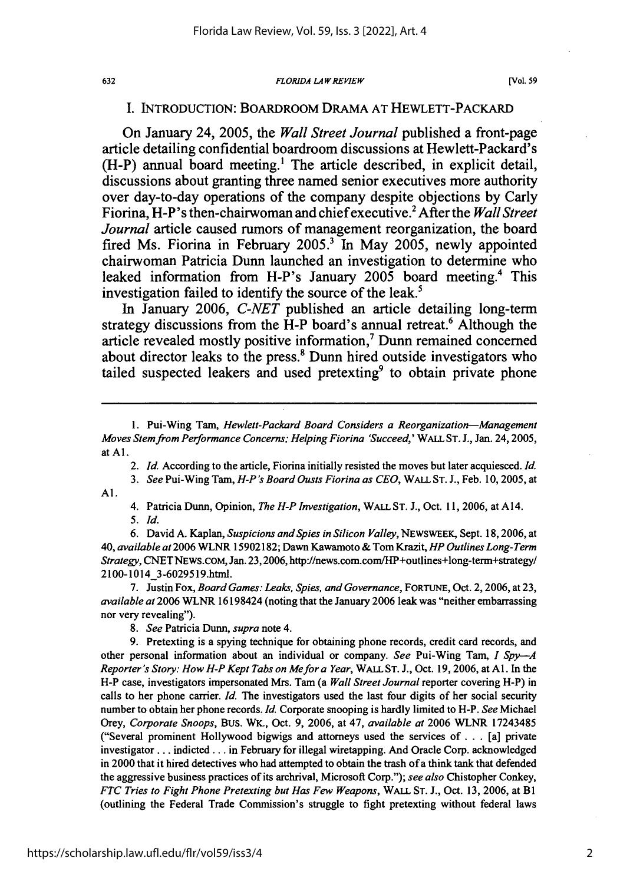## I. INTRODUCTION: BOARDROOM DRAMA AT HEWLETT-PACKARD

On January 24, 2005, the *Wall Street Journal* published a front-page article detailing confidential boardroom discussions at Hewlett-Packard's (H-P) annual board meeting.[1] The article described, in explicit detail, discussions about granting three named senior executives more authority over day-to-day operations of the company despite objections by Carly Fiorina, H-P's then-chairwoman and chief executive.[2] After the *Wall Street Journal* article caused rumors of management reorganization, the board fired Ms. Fiorina in February 2005.[3] In May 2005, newly appointed chairwoman Patricia Dunn launched an investigation to determine who leaked information from H-P's January 2005 board meeting.[4] This investigation failed to identify the source of the leak.[5]

In January 2006, *C-NET* published an article detailing long-term strategy discussions from the H-P board's annual retreat.[6] Although the article revealed mostly positive information,[7] Dunn remained concerned about director leaks to the press.[8] Dunn hired outside investigators who tailed suspected leakers and used pretexting[9] to obtain private phone

---

1. Pui-Wing Tam, *Hewlett-Packard Board Considers a Reorganization—Management Moves Stem from Performance Concerns; Helping Fiorina 'Succeed,'* WALL ST. J., Jan. 24, 2005, at A1.

2. *Id.* According to the article, Fiorina initially resisted the moves but later acquiesced. *Id.*

3. *See* Pui-Wing Tam, *H-P's Board Ousts Fiorina as CEO*, WALL ST. J., Feb. 10, 2005, at A1.

4. Patricia Dunn, Opinion, *The H-P Investigation*, WALL ST. J., Oct. 11, 2006, at A14.

5. *Id.*

6. David A. Kaplan, *Suspicions and Spies in Silicon Valley*, NEWSWEEK, Sept. 18, 2006, at 40, *available at* 2006 WLNR 15902182; Dawn Kawamoto & Tom Krazit, *HP Outlines Long-Term Strategy*, CNET NEWS.COM, Jan. 23, 2006, http://news.com.com/HP+outlines+long-term+strategy/2100-1014_3-6029519.html.

7. Justin Fox, *Board Games: Leaks, Spies, and Governance*, FORTUNE, Oct. 2, 2006, at 23, *available at* 2006 WLNR 16198424 (noting that the January 2006 leak was "neither embarrassing nor very revealing").

8. *See* Patricia Dunn, *supra* note 4.

9. Pretexting is a spying technique for obtaining phone records, credit card records, and other personal information about an individual or company. *See* Pui-Wing Tam, *I Spy—A Reporter's Story: How H-P Kept Tabs on Me for a Year*, WALL ST. J., Oct. 19, 2006, at A1. In the H-P case, investigators impersonated Mrs. Tam (a *Wall Street Journal* reporter covering H-P) in calls to her phone carrier. *Id.* The investigators used the last four digits of her social security number to obtain her phone records. *Id.* Corporate snooping is hardly limited to H-P. *See* Michael Orey, *Corporate Snoops*, BUS. WK., Oct. 9, 2006, at 47, *available at* 2006 WLNR 17243485 ("Several prominent Hollywood bigwigs and attorneys used the services of . . . [a] private investigator . . . indicted . . . in February for illegal wiretapping. And Oracle Corp. acknowledged in 2000 that it hired detectives who had attempted to obtain the trash of a think tank that defended the aggressive business practices of its archrival, Microsoft Corp."); *see also* Chistopher Conkey, *FTC Tries to Fight Phone Pretexting but Has Few Weapons*, WALL ST. J., Oct. 13, 2006, at B1 (outlining the Federal Trade Commission's struggle to fight pretexting without federal laws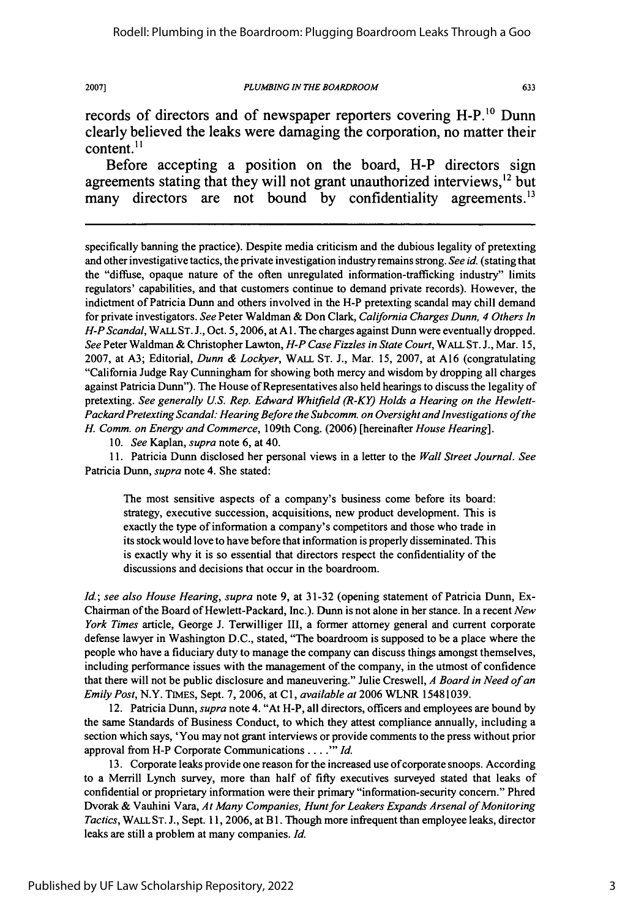records of directors and of newspaper reporters covering H-P.[10] Dunn clearly believed the leaks were damaging the corporation, no matter their content.[11]

Before accepting a position on the board, H-P directors sign agreements stating that they will not grant unauthorized interviews,[12] but many directors are not bound by confidentiality agreements.[13]

---

specifically banning the practice). Despite media criticism and the dubious legality of pretexting and other investigative tactics, the private investigation industry remains strong. *See id.* (stating that the "diffuse, opaque nature of the often unregulated information-trafficking industry" limits regulators' capabilities, and that customers continue to demand private records). However, the indictment of Patricia Dunn and others involved in the H-P pretexting scandal may chill demand for private investigators. *See* Peter Waldman & Don Clark, *California Charges Dunn, 4 Others In H-P Scandal*, WALL ST. J., Oct. 5, 2006, at A1. The charges against Dunn were eventually dropped. *See* Peter Waldman & Christopher Lawton, *H-P Case Fizzles in State Court*, WALL ST. J., Mar. 15, 2007, at A3; Editorial, *Dunn & Lockyer*, WALL ST. J., Mar. 15, 2007, at A16 (congratulating "California Judge Ray Cunningham for showing both mercy and wisdom by dropping all charges against Patricia Dunn"). The House of Representatives also held hearings to discuss the legality of pretexting. *See generally U.S. Rep. Edward Whitfield (R-KY) Holds a Hearing on the Hewlett-Packard Pretexting Scandal: Hearing Before the Subcomm. on Oversight and Investigations of the H. Comm. on Energy and Commerce*, 109th Cong. (2006) [hereinafter *House Hearing*].

10. *See* Kaplan, *supra* note 6, at 40.

11. Patricia Dunn disclosed her personal views in a letter to the *Wall Street Journal*. *See* Patricia Dunn, *supra* note 4. She stated:

> The most sensitive aspects of a company's business come before its board: strategy, executive succession, acquisitions, new product development. This is exactly the type of information a company's competitors and those who trade in its stock would love to have before that information is properly disseminated. This is exactly why it is so essential that directors respect the confidentiality of the discussions and decisions that occur in the boardroom.

*Id.*; *see also House Hearing*, *supra* note 9, at 31-32 (opening statement of Patricia Dunn, Ex-Chairman of the Board of Hewlett-Packard, Inc.). Dunn is not alone in her stance. In a recent *New York Times* article, George J. Terwilliger III, a former attorney general and current corporate defense lawyer in Washington D.C., stated, "The boardroom is supposed to be a place where the people who have a fiduciary duty to manage the company can discuss things amongst themselves, including performance issues with the management of the company, in the utmost of confidence that there will not be public disclosure and maneuvering." Julie Creswell, *A Board in Need of an Emily Post*, N.Y. TIMES, Sept. 7, 2006, at C1, *available at* 2006 WLNR 15481039.

12. Patricia Dunn, *supra* note 4. "At H-P, all directors, officers and employees are bound by the same Standards of Business Conduct, to which they attest compliance annually, including a section which says, 'You may not grant interviews or provide comments to the press without prior approval from H-P Corporate Communications . . . .'" *Id.*

13. Corporate leaks provide one reason for the increased use of corporate snoops. According to a Merrill Lynch survey, more than half of fifty executives surveyed stated that leaks of confidential or proprietary information were their primary "information-security concern." Phred Dvorak & Vauhini Vara, *At Many Companies, Hunt for Leakers Expands Arsenal of Monitoring Tactics*, WALL ST. J., Sept. 11, 2006, at B1. Though more infrequent than employee leaks, director leaks are still a problem at many companies. *Id.*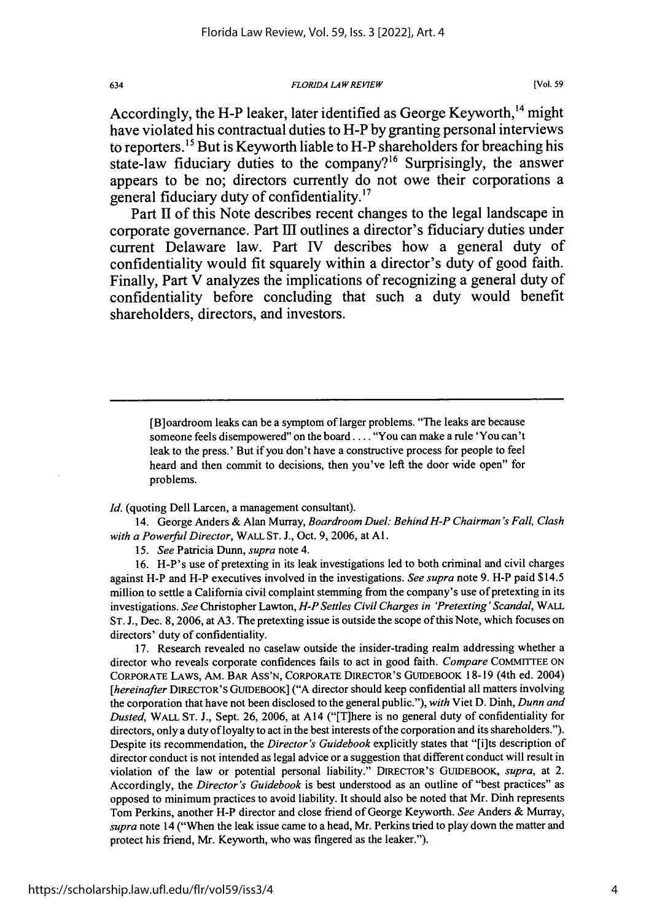Accordingly, the H-P leaker, later identified as George Keyworth,[14] might have violated his contractual duties to H-P by granting personal interviews to reporters.[15] But is Keyworth liable to H-P shareholders for breaching his state-law fiduciary duties to the company?[16] Surprisingly, the answer appears to be no; directors currently do not owe their corporations a general fiduciary duty of confidentiality.[17]

Part II of this Note describes recent changes to the legal landscape in corporate governance. Part III outlines a director's fiduciary duties under current Delaware law. Part IV describes how a general duty of confidentiality would fit squarely within a director's duty of good faith. Finally, Part V analyzes the implications of recognizing a general duty of confidentiality before concluding that such a duty would benefit shareholders, directors, and investors.

---

> [B]oardroom leaks can be a symptom of larger problems. "The leaks are because someone feels disempowered" on the board.... "You can make a rule 'You can't leak to the press.' But if you don't have a constructive process for people to feel heard and then commit to decisions, then you've left the door wide open" for problems.

*Id.* (quoting Dell Larcen, a management consultant).

14. George Anders & Alan Murray, *Boardroom Duel: Behind H-P Chairman's Fall, Clash with a Powerful Director*, WALL ST. J., Oct. 9, 2006, at A1.

15. *See* Patricia Dunn, *supra* note 4.

16. H-P's use of pretexting in its leak investigations led to both criminal and civil charges against H-P and H-P executives involved in the investigations. *See supra* note 9. H-P paid $14.5 million to settle a California civil complaint stemming from the company's use of pretexting in its investigations. *See* Christopher Lawton, *H-P Settles Civil Charges in 'Pretexting' Scandal*, WALL ST. J., Dec. 8, 2006, at A3. The pretexting issue is outside the scope of this Note, which focuses on directors' duty of confidentiality.

17. Research revealed no caselaw outside the insider-trading realm addressing whether a director who reveals corporate confidences fails to act in good faith. *Compare* COMMITTEE ON CORPORATE LAWS, AM. BAR ASS'N, CORPORATE DIRECTOR'S GUIDEBOOK 18-19 (4th ed. 2004) [*hereinafter* DIRECTOR'S GUIDEBOOK] ("A director should keep confidential all matters involving the corporation that have not been disclosed to the general public."), *with* Viet D. Dinh, *Dunn and Dusted*, WALL ST. J., Sept. 26, 2006, at A14 ("[T]here is no general duty of confidentiality for directors, only a duty of loyalty to act in the best interests of the corporation and its shareholders."). Despite its recommendation, the *Director's Guidebook* explicitly states that "[i]ts description of director conduct is not intended as legal advice or a suggestion that different conduct will result in violation of the law or potential personal liability." DIRECTOR'S GUIDEBOOK, *supra*, at 2. Accordingly, the *Director's Guidebook* is best understood as an outline of "best practices" as opposed to minimum practices to avoid liability. It should also be noted that Mr. Dinh represents Tom Perkins, another H-P director and close friend of George Keyworth. *See* Anders & Murray, *supra* note 14 ("When the leak issue came to a head, Mr. Perkins tried to play down the matter and protect his friend, Mr. Keyworth, who was fingered as the leaker.").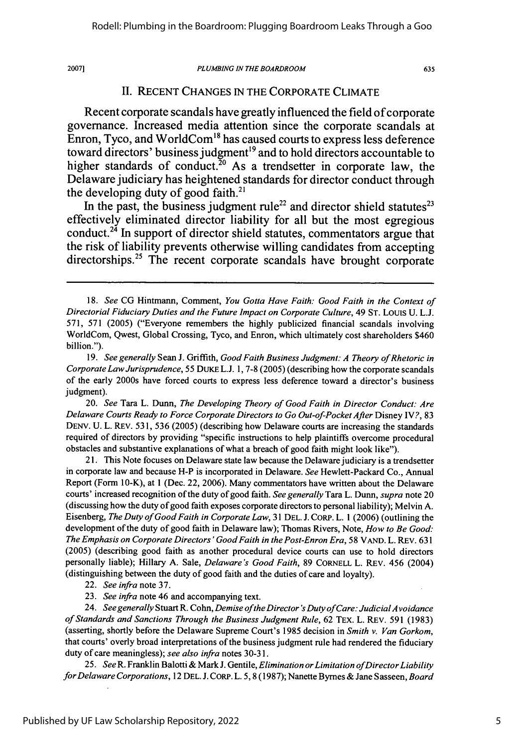## II. RECENT CHANGES IN THE CORPORATE CLIMATE

Recent corporate scandals have greatly influenced the field of corporate governance. Increased media attention since the corporate scandals at Enron, Tyco, and WorldCom[18] has caused courts to express less deference toward directors' business judgment[19] and to hold directors accountable to higher standards of conduct.[20] As a trendsetter in corporate law, the Delaware judiciary has heightened standards for director conduct through the developing duty of good faith.[21]

In the past, the business judgment rule[22] and director shield statutes[23] effectively eliminated director liability for all but the most egregious conduct.[24] In support of director shield statutes, commentators argue that the risk of liability prevents otherwise willing candidates from accepting directorships.[25] The recent corporate scandals have brought corporate

---

18. *See* CG Hintmann, Comment, *You Gotta Have Faith: Good Faith in the Context of Directorial Fiduciary Duties and the Future Impact on Corporate Culture*, 49 ST. LOUIS U. L.J. 571, 571 (2005) ("Everyone remembers the highly publicized financial scandals involving WorldCom, Qwest, Global Crossing, Tyco, and Enron, which ultimately cost shareholders $460 billion.").

19. *See generally* Sean J. Griffith, *Good Faith Business Judgment: A Theory of Rhetoric in Corporate Law Jurisprudence*, 55 DUKE L.J. 1, 7-8 (2005) (describing how the corporate scandals of the early 2000s have forced courts to express less deference toward a director's business judgment).

20. *See* Tara L. Dunn, *The Developing Theory of Good Faith in Director Conduct: Are Delaware Courts Ready to Force Corporate Directors to Go Out-of-Pocket After* Disney IV?, 83 DENV. U. L. REV. 531, 536 (2005) (describing how Delaware courts are increasing the standards required of directors by providing "specific instructions to help plaintiffs overcome procedural obstacles and substantive explanations of what a breach of good faith might look like").

21. This Note focuses on Delaware state law because the Delaware judiciary is a trendsetter in corporate law and because H-P is incorporated in Delaware. *See* Hewlett-Packard Co., Annual Report (Form 10-K), at 1 (Dec. 22, 2006). Many commentators have written about the Delaware courts' increased recognition of the duty of good faith. *See generally* Tara L. Dunn, *supra* note 20 (discussing how the duty of good faith exposes corporate directors to personal liability); Melvin A. Eisenberg, *The Duty of Good Faith in Corporate Law*, 31 DEL. J. CORP. L. 1 (2006) (outlining the development of the duty of good faith in Delaware law); Thomas Rivers, Note, *How to Be Good: The Emphasis on Corporate Directors' Good Faith in the Post-Enron Era*, 58 VAND. L. REV. 631 (2005) (describing good faith as another procedural device courts can use to hold directors personally liable); Hillary A. Sale, *Delaware's Good Faith*, 89 CORNELL L. REV. 456 (2004) (distinguishing between the duty of good faith and the duties of care and loyalty).

22. *See infra* note 37.

23. *See infra* note 46 and accompanying text.

24. *See generally* Stuart R. Cohn, *Demise of the Director's Duty of Care: Judicial Avoidance of Standards and Sanctions Through the Business Judgment Rule*, 62 TEX. L. REV. 591 (1983) (asserting, shortly before the Delaware Supreme Court's 1985 decision in *Smith v. Van Gorkom*, that courts' overly broad interpretations of the business judgment rule had rendered the fiduciary duty of care meaningless); *see also infra* notes 30-31.

25. *See* R. Franklin Balotti & Mark J. Gentile, *Elimination or Limitation of Director Liability for Delaware Corporations*, 12 DEL. J. CORP. L. 5, 8 (1987); Nanette Byrnes & Jane Sasseen, *Board*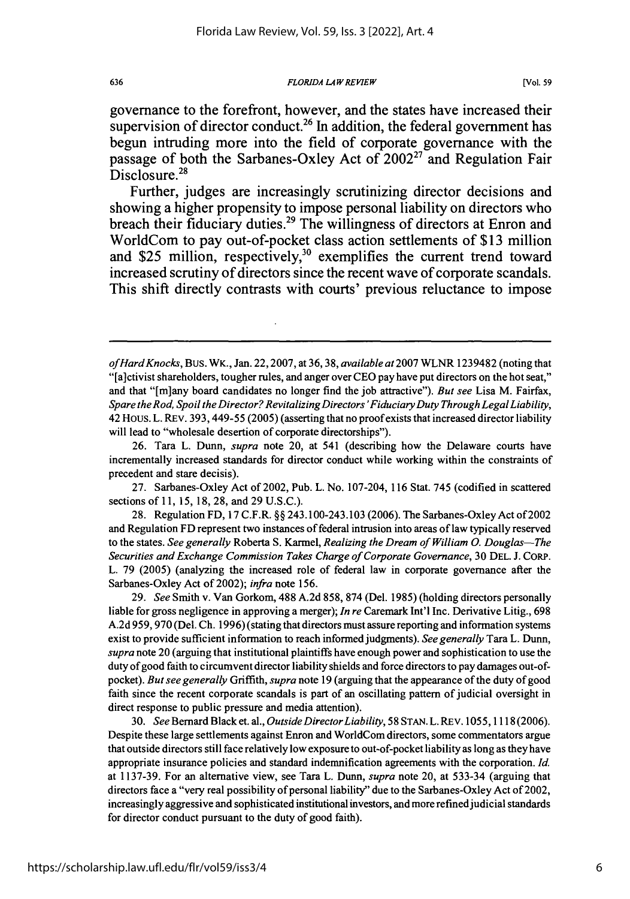governance to the forefront, however, and the states have increased their supervision of director conduct.[26] In addition, the federal government has begun intruding more into the field of corporate governance with the passage of both the Sarbanes-Oxley Act of 2002[27] and Regulation Fair Disclosure.[28]

Further, judges are increasingly scrutinizing director decisions and showing a higher propensity to impose personal liability on directors who breach their fiduciary duties.[29] The willingness of directors at Enron and WorldCom to pay out-of-pocket class action settlements of $13 million and $25 million, respectively,[30] exemplifies the current trend toward increased scrutiny of directors since the recent wave of corporate scandals. This shift directly contrasts with courts' previous reluctance to impose

---

*of Hard Knocks*, BUS. WK., Jan. 22, 2007, at 36, 38, *available at* 2007 WLNR 1239482 (noting that "[a]ctivist shareholders, tougher rules, and anger over CEO pay have put directors on the hot seat," and that "[m]any board candidates no longer find the job attractive"). *But see* Lisa M. Fairfax, *Spare the Rod, Spoil the Director? Revitalizing Directors' Fiduciary Duty Through Legal Liability*, 42 HOUS. L. REV. 393, 449-55 (2005) (asserting that no proof exists that increased director liability will lead to "wholesale desertion of corporate directorships").

26. Tara L. Dunn, *supra* note 20, at 541 (describing how the Delaware courts have incrementally increased standards for director conduct while working within the constraints of precedent and stare decisis).

27. Sarbanes-Oxley Act of 2002, Pub. L. No. 107-204, 116 Stat. 745 (codified in scattered sections of 11, 15, 18, 28, and 29 U.S.C.).

28. Regulation FD, 17 C.F.R. §§ 243.100-243.103 (2006). The Sarbanes-Oxley Act of 2002 and Regulation FD represent two instances of federal intrusion into areas of law typically reserved to the states. *See generally* Roberta S. Karmel, *Realizing the Dream of William O. Douglas—The Securities and Exchange Commission Takes Charge of Corporate Governance*, 30 DEL. J. CORP. L. 79 (2005) (analyzing the increased role of federal law in corporate governance after the Sarbanes-Oxley Act of 2002); *infra* note 156.

29. *See* Smith v. Van Gorkom, 488 A.2d 858, 874 (Del. 1985) (holding directors personally liable for gross negligence in approving a merger); *In re* Caremark Int'l Inc. Derivative Litig., 698 A.2d 959, 970 (Del. Ch. 1996) (stating that directors must assure reporting and information systems exist to provide sufficient information to reach informed judgments). *See generally* Tara L. Dunn, *supra* note 20 (arguing that institutional plaintiffs have enough power and sophistication to use the duty of good faith to circumvent director liability shields and force directors to pay damages out-of-pocket). *But see generally* Griffith, *supra* note 19 (arguing that the appearance of the duty of good faith since the recent corporate scandals is part of an oscillating pattern of judicial oversight in direct response to public pressure and media attention).

30. *See* Bernard Black et. al., *Outside Director Liability*, 58 STAN. L. REV. 1055, 1118 (2006). Despite these large settlements against Enron and WorldCom directors, some commentators argue that outside directors still face relatively low exposure to out-of-pocket liability as long as they have appropriate insurance policies and standard indemnification agreements with the corporation. *Id.* at 1137-39. For an alternative view, see Tara L. Dunn, *supra* note 20, at 533-34 (arguing that directors face a "very real possibility of personal liability" due to the Sarbanes-Oxley Act of 2002, increasingly aggressive and sophisticated institutional investors, and more refined judicial standards for director conduct pursuant to the duty of good faith).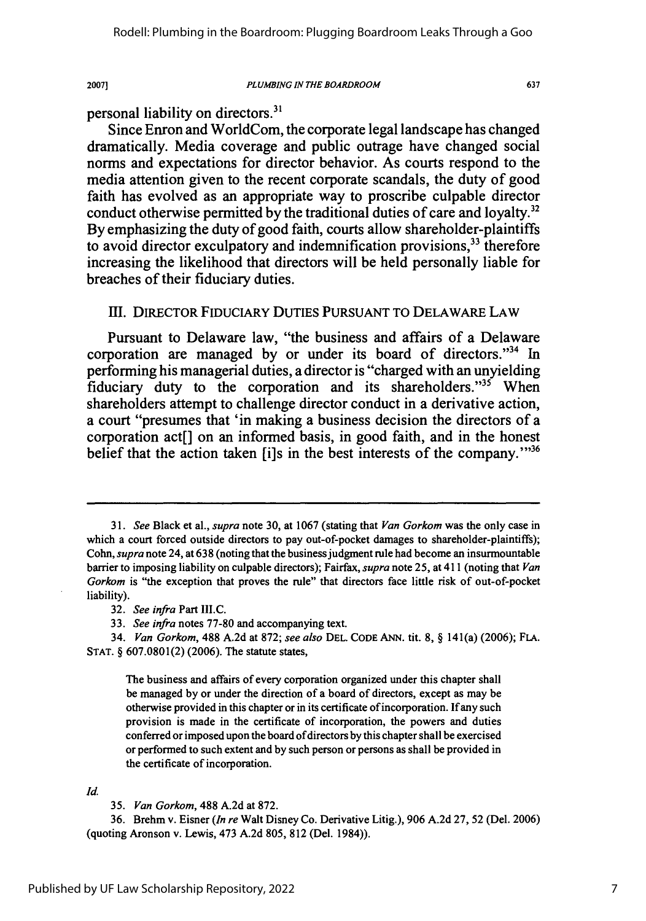personal liability on directors.[31]

Since Enron and WorldCom, the corporate legal landscape has changed dramatically. Media coverage and public outrage have changed social norms and expectations for director behavior. As courts respond to the media attention given to the recent corporate scandals, the duty of good faith has evolved as an appropriate way to proscribe culpable director conduct otherwise permitted by the traditional duties of care and loyalty.[32] By emphasizing the duty of good faith, courts allow shareholder-plaintiffs to avoid director exculpatory and indemnification provisions,[33] therefore increasing the likelihood that directors will be held personally liable for breaches of their fiduciary duties.

## III. DIRECTOR FIDUCIARY DUTIES PURSUANT TO DELAWARE LAW

Pursuant to Delaware law, "the business and affairs of a Delaware corporation are managed by or under its board of directors."[34] In performing his managerial duties, a director is "charged with an unyielding fiduciary duty to the corporation and its shareholders."[35] When shareholders attempt to challenge director conduct in a derivative action, a court "presumes that 'in making a business decision the directors of a corporation act[] on an informed basis, in good faith, and in the honest belief that the action taken [i]s in the best interests of the company.'"[36]

---

31. *See* Black et al., *supra* note 30, at 1067 (stating that *Van Gorkom* was the only case in which a court forced outside directors to pay out-of-pocket damages to shareholder-plaintiffs); Cohn, *supra* note 24, at 638 (noting that the business judgment rule had become an insurmountable barrier to imposing liability on culpable directors); Fairfax, *supra* note 25, at 411 (noting that *Van Gorkom* is "the exception that proves the rule" that directors face little risk of out-of-pocket liability).

32. *See infra* Part III.C.

33. *See infra* notes 77-80 and accompanying text.

34. *Van Gorkom*, 488 A.2d at 872; *see also* DEL. CODE ANN. tit. 8, § 141(a) (2006); FLA. STAT. § 607.0801(2) (2006). The statute states,

> The business and affairs of every corporation organized under this chapter shall be managed by or under the direction of a board of directors, except as may be otherwise provided in this chapter or in its certificate of incorporation. If any such provision is made in the certificate of incorporation, the powers and duties conferred or imposed upon the board of directors by this chapter shall be exercised or performed to such extent and by such person or persons as shall be provided in the certificate of incorporation.

*Id.*

35. *Van Gorkom*, 488 A.2d at 872.

36. Brehm v. Eisner (*In re* Walt Disney Co. Derivative Litig.), 906 A.2d 27, 52 (Del. 2006) (quoting Aronson v. Lewis, 473 A.2d 805, 812 (Del. 1984)).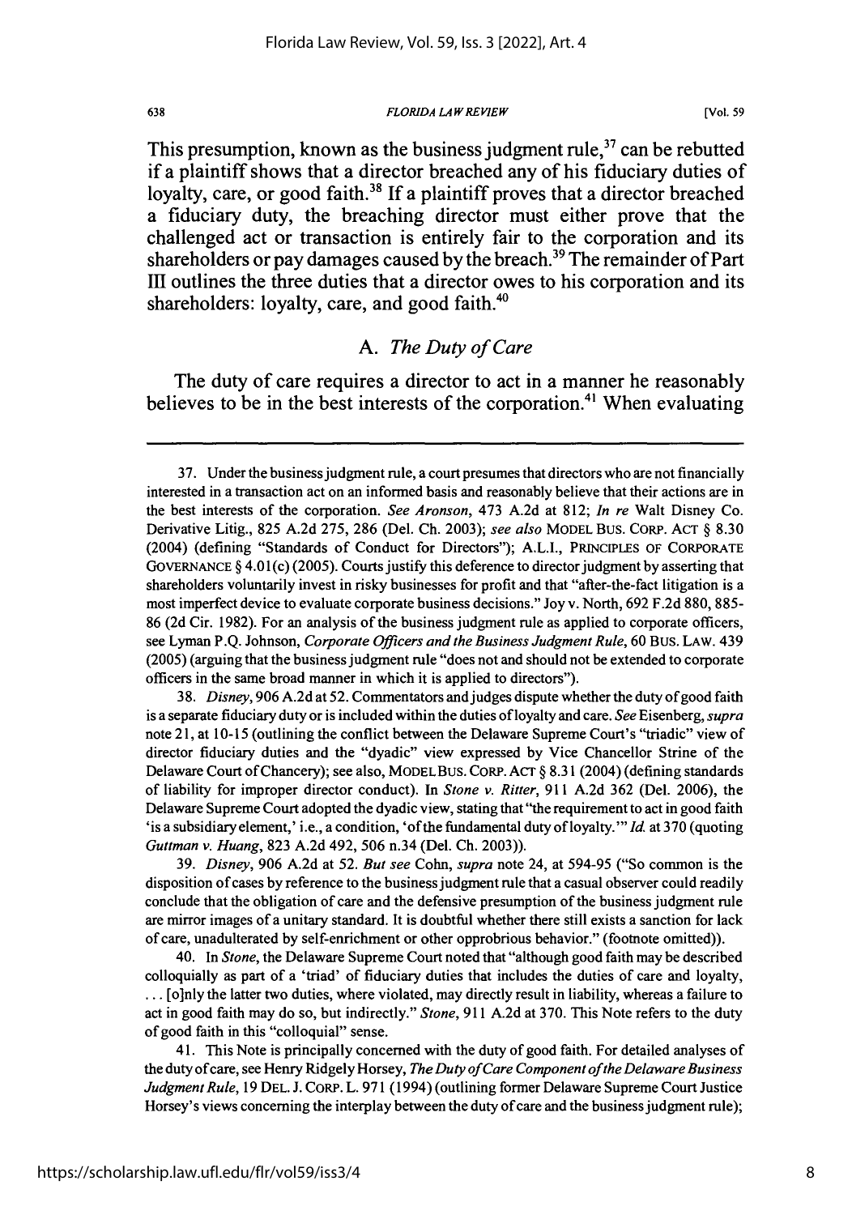This presumption, known as the business judgment rule,[37] can be rebutted if a plaintiff shows that a director breached any of his fiduciary duties of loyalty, care, or good faith.[38] If a plaintiff proves that a director breached a fiduciary duty, the breaching director must either prove that the challenged act or transaction is entirely fair to the corporation and its shareholders or pay damages caused by the breach.[39] The remainder of Part III outlines the three duties that a director owes to his corporation and its shareholders: loyalty, care, and good faith.[40]

### A. *The Duty of Care*

The duty of care requires a director to act in a manner he reasonably believes to be in the best interests of the corporation.[41] When evaluating

---

37. Under the business judgment rule, a court presumes that directors who are not financially interested in a transaction act on an informed basis and reasonably believe that their actions are in the best interests of the corporation. *See Aronson*, 473 A.2d at 812; *In re* Walt Disney Co. Derivative Litig., 825 A.2d 275, 286 (Del. Ch. 2003); *see also* MODEL BUS. CORP. ACT § 8.30 (2004) (defining "Standards of Conduct for Directors"); A.L.I., PRINCIPLES OF CORPORATE GOVERNANCE § 4.01(c) (2005). Courts justify this deference to director judgment by asserting that shareholders voluntarily invest in risky businesses for profit and that "after-the-fact litigation is a most imperfect device to evaluate corporate business decisions." Joy v. North, 692 F.2d 880, 885-86 (2d Cir. 1982). For an analysis of the business judgment rule as applied to corporate officers, see Lyman P.Q. Johnson, *Corporate Officers and the Business Judgment Rule*, 60 BUS. LAW. 439 (2005) (arguing that the business judgment rule "does not and should not be extended to corporate officers in the same broad manner in which it is applied to directors").

38. *Disney*, 906 A.2d at 52. Commentators and judges dispute whether the duty of good faith is a separate fiduciary duty or is included within the duties of loyalty and care. *See* Eisenberg, *supra* note 21, at 10-15 (outlining the conflict between the Delaware Supreme Court's "triadic" view of director fiduciary duties and the "dyadic" view expressed by Vice Chancellor Strine of the Delaware Court of Chancery); see also, MODEL BUS. CORP. ACT § 8.31 (2004) (defining standards of liability for improper director conduct). In *Stone v. Ritter*, 911 A.2d 362 (Del. 2006), the Delaware Supreme Court adopted the dyadic view, stating that "the requirement to act in good faith 'is a subsidiary element,' i.e., a condition, 'of the fundamental duty of loyalty.'" *Id.* at 370 (quoting *Guttman v. Huang*, 823 A.2d 492, 506 n.34 (Del. Ch. 2003)).

39. *Disney*, 906 A.2d at 52. *But see* Cohn, *supra* note 24, at 594-95 ("So common is the disposition of cases by reference to the business judgment rule that a casual observer could readily conclude that the obligation of care and the defensive presumption of the business judgment rule are mirror images of a unitary standard. It is doubtful whether there still exists a sanction for lack of care, unadulterated by self-enrichment or other opprobrious behavior." (footnote omitted)).

40. In *Stone*, the Delaware Supreme Court noted that "although good faith may be described colloquially as part of a 'triad' of fiduciary duties that includes the duties of care and loyalty, . . . [o]nly the latter two duties, where violated, may directly result in liability, whereas a failure to act in good faith may do so, but indirectly." *Stone*, 911 A.2d at 370. This Note refers to the duty of good faith in this "colloquial" sense.

41. This Note is principally concerned with the duty of good faith. For detailed analyses of the duty of care, see Henry Ridgely Horsey, *The Duty of Care Component of the Delaware Business Judgment Rule*, 19 DEL. J. CORP. L. 971 (1994) (outlining former Delaware Supreme Court Justice Horsey's views concerning the interplay between the duty of care and the business judgment rule);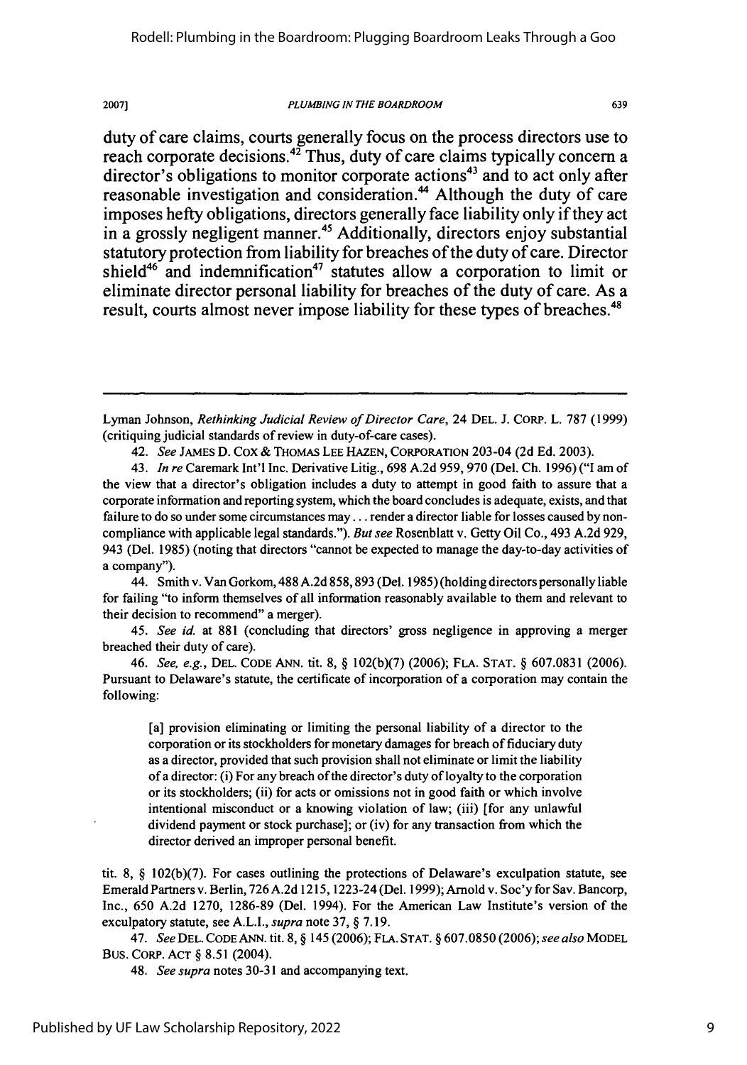duty of care claims, courts generally focus on the process directors use to reach corporate decisions.[42] Thus, duty of care claims typically concern a director's obligations to monitor corporate actions[43] and to act only after reasonable investigation and consideration.[44] Although the duty of care imposes hefty obligations, directors generally face liability only if they act in a grossly negligent manner.[45] Additionally, directors enjoy substantial statutory protection from liability for breaches of the duty of care. Director shield[46] and indemnification[47] statutes allow a corporation to limit or eliminate director personal liability for breaches of the duty of care. As a result, courts almost never impose liability for these types of breaches.[48]

---

Lyman Johnson, *Rethinking Judicial Review of Director Care*, 24 DEL. J. CORP. L. 787 (1999) (critiquing judicial standards of review in duty-of-care cases).

42. *See* JAMES D. COX & THOMAS LEE HAZEN, CORPORATION 203-04 (2d Ed. 2003).

43. *In re* Caremark Int'l Inc. Derivative Litig., 698 A.2d 959, 970 (Del. Ch. 1996) ("I am of the view that a director's obligation includes a duty to attempt in good faith to assure that a corporate information and reporting system, which the board concludes is adequate, exists, and that failure to do so under some circumstances may . . . render a director liable for losses caused by non-compliance with applicable legal standards."). *But see* Rosenblatt v. Getty Oil Co., 493 A.2d 929, 943 (Del. 1985) (noting that directors "cannot be expected to manage the day-to-day activities of a company").

44. Smith v. Van Gorkom, 488 A.2d 858, 893 (Del. 1985) (holding directors personally liable for failing "to inform themselves of all information reasonably available to them and relevant to their decision to recommend" a merger).

45. *See id.* at 881 (concluding that directors' gross negligence in approving a merger breached their duty of care).

46. *See, e.g.*, DEL. CODE ANN. tit. 8, § 102(b)(7) (2006); FLA. STAT. § 607.0831 (2006). Pursuant to Delaware's statute, the certificate of incorporation of a corporation may contain the following:

> [a] provision eliminating or limiting the personal liability of a director to the corporation or its stockholders for monetary damages for breach of fiduciary duty as a director, provided that such provision shall not eliminate or limit the liability of a director: (i) For any breach of the director's duty of loyalty to the corporation or its stockholders; (ii) for acts or omissions not in good faith or which involve intentional misconduct or a knowing violation of law; (iii) [for any unlawful dividend payment or stock purchase]; or (iv) for any transaction from which the director derived an improper personal benefit.

tit. 8, § 102(b)(7). For cases outlining the protections of Delaware's exculpation statute, see Emerald Partners v. Berlin, 726 A.2d 1215, 1223-24 (Del. 1999); Arnold v. Soc'y for Sav. Bancorp, Inc., 650 A.2d 1270, 1286-89 (Del. 1994). For the American Law Institute's version of the exculpatory statute, see A.L.I., *supra* note 37, § 7.19.

47. *See* DEL. CODE ANN. tit. 8, § 145 (2006); FLA. STAT. § 607.0850 (2006); *see also* MODEL BUS. CORP. ACT § 8.51 (2004).

48. *See supra* notes 30-31 and accompanying text.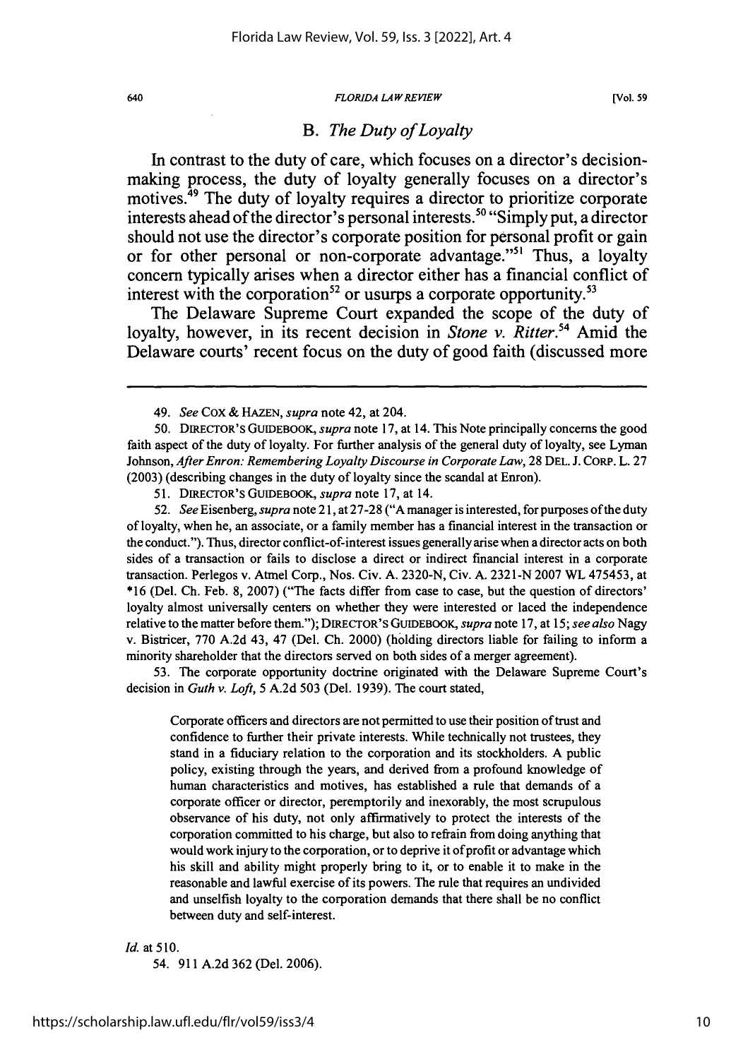## B. *The Duty of Loyalty*

In contrast to the duty of care, which focuses on a director's decision-making process, the duty of loyalty generally focuses on a director's motives.[49] The duty of loyalty requires a director to prioritize corporate interests ahead of the director's personal interests.[50] "Simply put, a director should not use the director's corporate position for personal profit or gain or for other personal or non-corporate advantage."[51] Thus, a loyalty concern typically arises when a director either has a financial conflict of interest with the corporation[52] or usurps a corporate opportunity.[53]

The Delaware Supreme Court expanded the scope of the duty of loyalty, however, in its recent decision in *Stone v. Ritter*.[54] Amid the Delaware courts' recent focus on the duty of good faith (discussed more

---

49. *See* COX & HAZEN, *supra* note 42, at 204.

50. DIRECTOR'S GUIDEBOOK, *supra* note 17, at 14. This Note principally concerns the good faith aspect of the duty of loyalty. For further analysis of the general duty of loyalty, see Lyman Johnson, *After Enron: Remembering Loyalty Discourse in Corporate Law*, 28 DEL. J. CORP. L. 27 (2003) (describing changes in the duty of loyalty since the scandal at Enron).

51. DIRECTOR'S GUIDEBOOK, *supra* note 17, at 14.

52. *See* Eisenberg, *supra* note 21, at 27-28 ("A manager is interested, for purposes of the duty of loyalty, when he, an associate, or a family member has a financial interest in the transaction or the conduct."). Thus, director conflict-of-interest issues generally arise when a director acts on both sides of a transaction or fails to disclose a direct or indirect financial interest in a corporate transaction. Perlegos v. Atmel Corp., Nos. Civ. A. 2320-N, Civ. A. 2321-N 2007 WL 475453, at *16 (Del. Ch. Feb. 8, 2007) ("The facts differ from case to case, but the question of directors' loyalty almost universally centers on whether they were interested or laced the independence relative to the matter before them."); DIRECTOR'S GUIDEBOOK, *supra* note 17, at 15; *see also* Nagy v. Bistricer, 770 A.2d 43, 47 (Del. Ch. 2000) (holding directors liable for failing to inform a minority shareholder that the directors served on both sides of a merger agreement).

53. The corporate opportunity doctrine originated with the Delaware Supreme Court's decision in *Guth v. Loft*, 5 A.2d 503 (Del. 1939). The court stated,

> Corporate officers and directors are not permitted to use their position of trust and confidence to further their private interests. While technically not trustees, they stand in a fiduciary relation to the corporation and its stockholders. A public policy, existing through the years, and derived from a profound knowledge of human characteristics and motives, has established a rule that demands of a corporate officer or director, peremptorily and inexorably, the most scrupulous observance of his duty, not only affirmatively to protect the interests of the corporation committed to his charge, but also to refrain from doing anything that would work injury to the corporation, or to deprive it of profit or advantage which his skill and ability might properly bring to it, or to enable it to make in the reasonable and lawful exercise of its powers. The rule that requires an undivided and unselfish loyalty to the corporation demands that there shall be no conflict between duty and self-interest.

*Id.* at 510.

54. 911 A.2d 362 (Del. 2006).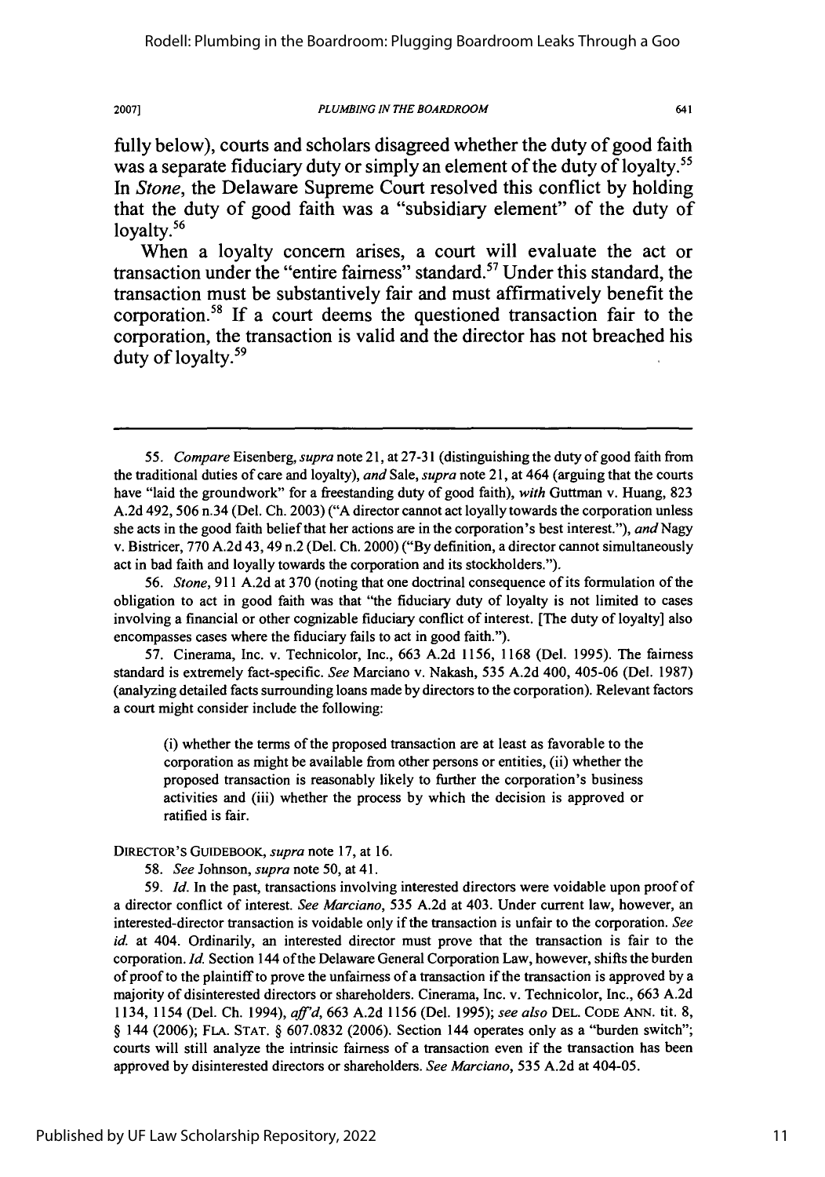fully below), courts and scholars disagreed whether the duty of good faith was a separate fiduciary duty or simply an element of the duty of loyalty.[55] In *Stone*, the Delaware Supreme Court resolved this conflict by holding that the duty of good faith was a "subsidiary element" of the duty of loyalty.[56]

When a loyalty concern arises, a court will evaluate the act or transaction under the "entire fairness" standard.[57] Under this standard, the transaction must be substantively fair and must affirmatively benefit the corporation.[58] If a court deems the questioned transaction fair to the corporation, the transaction is valid and the director has not breached his duty of loyalty.[59]

---

55. *Compare* Eisenberg, *supra* note 21, at 27-31 (distinguishing the duty of good faith from the traditional duties of care and loyalty), *and* Sale, *supra* note 21, at 464 (arguing that the courts have "laid the groundwork" for a freestanding duty of good faith), *with* Guttman v. Huang, 823 A.2d 492, 506 n.34 (Del. Ch. 2003) ("A director cannot act loyally towards the corporation unless she acts in the good faith belief that her actions are in the corporation's best interest."), *and* Nagy v. Bistricer, 770 A.2d 43, 49 n.2 (Del. Ch. 2000) ("By definition, a director cannot simultaneously act in bad faith and loyally towards the corporation and its stockholders.").

56. *Stone*, 911 A.2d at 370 (noting that one doctrinal consequence of its formulation of the obligation to act in good faith was that "the fiduciary duty of loyalty is not limited to cases involving a financial or other cognizable fiduciary conflict of interest. [The duty of loyalty] also encompasses cases where the fiduciary fails to act in good faith.").

57. Cinerama, Inc. v. Technicolor, Inc., 663 A.2d 1156, 1168 (Del. 1995). The fairness standard is extremely fact-specific. *See* Marciano v. Nakash, 535 A.2d 400, 405-06 (Del. 1987) (analyzing detailed facts surrounding loans made by directors to the corporation). Relevant factors a court might consider include the following:

> (i) whether the terms of the proposed transaction are at least as favorable to the corporation as might be available from other persons or entities, (ii) whether the proposed transaction is reasonably likely to further the corporation's business activities and (iii) whether the process by which the decision is approved or ratified is fair.

DIRECTOR'S GUIDEBOOK, *supra* note 17, at 16.

58. *See* Johnson, *supra* note 50, at 41.

59. *Id.* In the past, transactions involving interested directors were voidable upon proof of a director conflict of interest. *See Marciano*, 535 A.2d at 403. Under current law, however, an interested-director transaction is voidable only if the transaction is unfair to the corporation. *See id.* at 404. Ordinarily, an interested director must prove that the transaction is fair to the corporation. *Id.* Section 144 of the Delaware General Corporation Law, however, shifts the burden of proof to the plaintiff to prove the unfairness of a transaction if the transaction is approved by a majority of disinterested directors or shareholders. Cinerama, Inc. v. Technicolor, Inc., 663 A.2d 1134, 1154 (Del. Ch. 1994), *aff'd*, 663 A.2d 1156 (Del. 1995); *see also* DEL. CODE ANN. tit. 8, § 144 (2006); FLA. STAT. § 607.0832 (2006). Section 144 operates only as a "burden switch"; courts will still analyze the intrinsic fairness of a transaction even if the transaction has been approved by disinterested directors or shareholders. *See Marciano*, 535 A.2d at 404-05.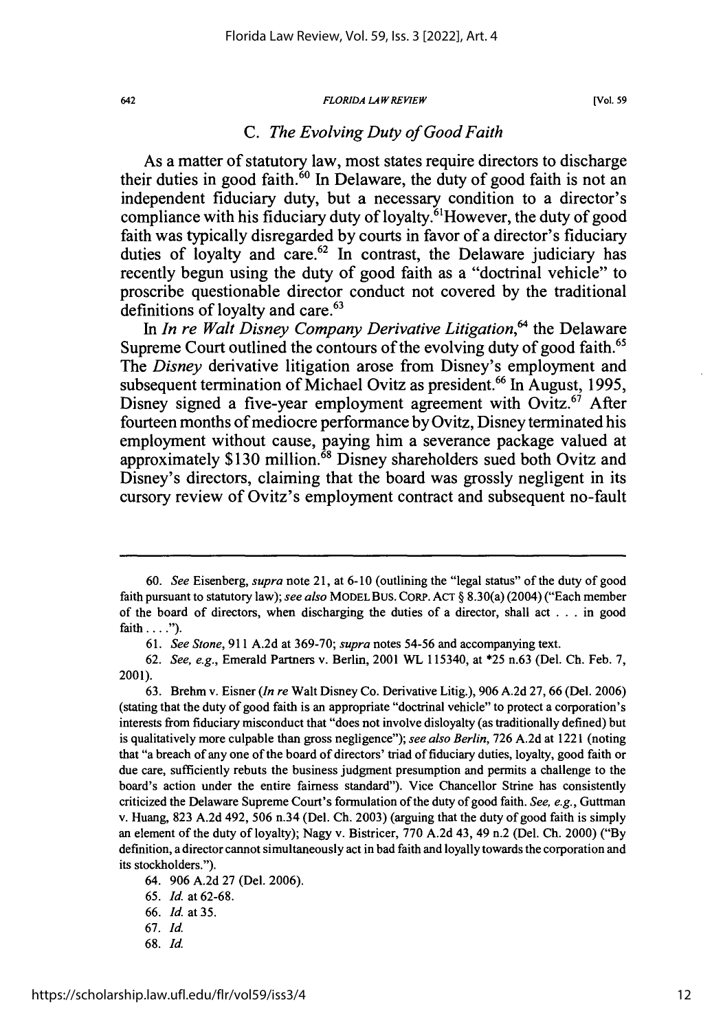### C. *The Evolving Duty of Good Faith*

As a matter of statutory law, most states require directors to discharge their duties in good faith.[60] In Delaware, the duty of good faith is not an independent fiduciary duty, but a necessary condition to a director's compliance with his fiduciary duty of loyalty.[61] However, the duty of good faith was typically disregarded by courts in favor of a director's fiduciary duties of loyalty and care.[62] In contrast, the Delaware judiciary has recently begun using the duty of good faith as a "doctrinal vehicle" to proscribe questionable director conduct not covered by the traditional definitions of loyalty and care.[63]

In *In re Walt Disney Company Derivative Litigation*,[64] the Delaware Supreme Court outlined the contours of the evolving duty of good faith.[65] The *Disney* derivative litigation arose from Disney's employment and subsequent termination of Michael Ovitz as president.[66] In August, 1995, Disney signed a five-year employment agreement with Ovitz.[67] After fourteen months of mediocre performance by Ovitz, Disney terminated his employment without cause, paying him a severance package valued at approximately $130 million.[68] Disney shareholders sued both Ovitz and Disney's directors, claiming that the board was grossly negligent in its cursory review of Ovitz's employment contract and subsequent no-fault

---

60. *See* Eisenberg, *supra* note 21, at 6-10 (outlining the "legal status" of the duty of good faith pursuant to statutory law); *see also* MODEL BUS. CORP. ACT § 8.30(a) (2004) ("Each member of the board of directors, when discharging the duties of a director, shall act . . . in good faith . . . .").

61. *See Stone*, 911 A.2d at 369-70; *supra* notes 54-56 and accompanying text.

62. *See, e.g.*, Emerald Partners v. Berlin, 2001 WL 115340, at *25 n.63 (Del. Ch. Feb. 7, 2001).

63. Brehm v. Eisner (*In re* Walt Disney Co. Derivative Litig.), 906 A.2d 27, 66 (Del. 2006) (stating that the duty of good faith is an appropriate "doctrinal vehicle" to protect a corporation's interests from fiduciary misconduct that "does not involve disloyalty (as traditionally defined) but is qualitatively more culpable than gross negligence"); *see also Berlin*, 726 A.2d at 1221 (noting that "a breach of any one of the board of directors' triad of fiduciary duties, loyalty, good faith or due care, sufficiently rebuts the business judgment presumption and permits a challenge to the board's action under the entire fairness standard"). Vice Chancellor Strine has consistently criticized the Delaware Supreme Court's formulation of the duty of good faith. *See, e.g.*, Guttman v. Huang, 823 A.2d 492, 506 n.34 (Del. Ch. 2003) (arguing that the duty of good faith is simply an element of the duty of loyalty); Nagy v. Bistricer, 770 A.2d 43, 49 n.2 (Del. Ch. 2000) ("By definition, a director cannot simultaneously act in bad faith and loyally towards the corporation and its stockholders.").

64. 906 A.2d 27 (Del. 2006).

65. *Id.* at 62-68.

66. *Id.* at 35.

67. *Id.*

68. *Id.*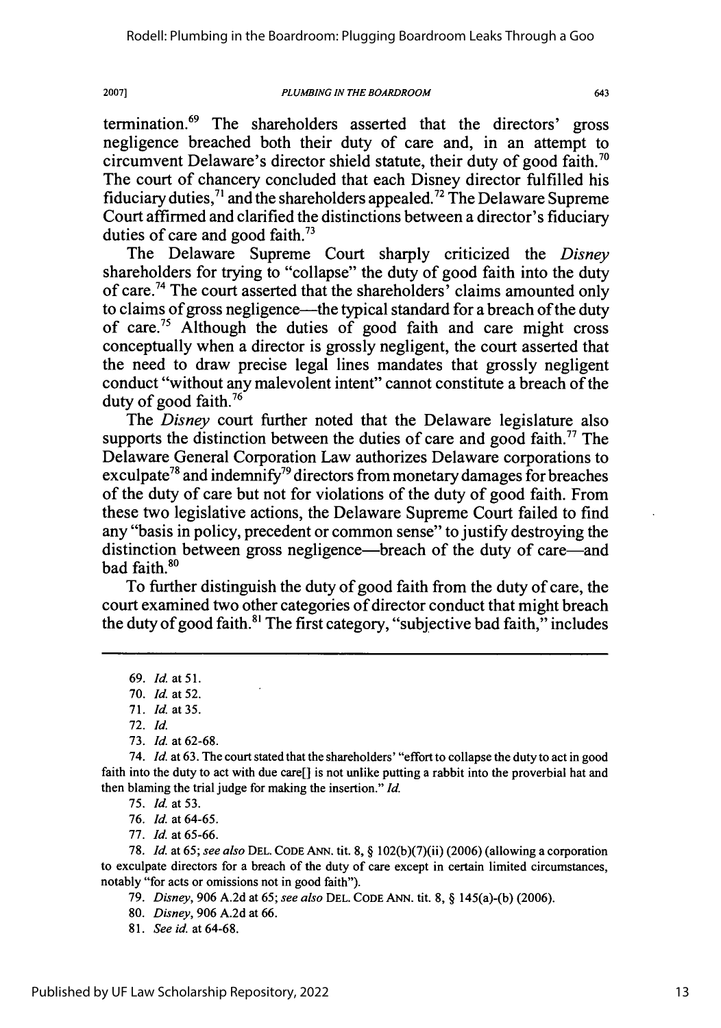termination.[69] The shareholders asserted that the directors' gross negligence breached both their duty of care and, in an attempt to circumvent Delaware's director shield statute, their duty of good faith.[70] The court of chancery concluded that each Disney director fulfilled his fiduciary duties,[71] and the shareholders appealed.[72] The Delaware Supreme Court affirmed and clarified the distinctions between a director's fiduciary duties of care and good faith.[73]

The Delaware Supreme Court sharply criticized the *Disney* shareholders for trying to "collapse" the duty of good faith into the duty of care.[74] The court asserted that the shareholders' claims amounted only to claims of gross negligence—the typical standard for a breach of the duty of care.[75] Although the duties of good faith and care might cross conceptually when a director is grossly negligent, the court asserted that the need to draw precise legal lines mandates that grossly negligent conduct "without any malevolent intent" cannot constitute a breach of the duty of good faith.[76]

The *Disney* court further noted that the Delaware legislature also supports the distinction between the duties of care and good faith.[77] The Delaware General Corporation Law authorizes Delaware corporations to exculpate[78] and indemnify[79] directors from monetary damages for breaches of the duty of care but not for violations of the duty of good faith. From these two legislative actions, the Delaware Supreme Court failed to find any "basis in policy, precedent or common sense" to justify destroying the distinction between gross negligence—breach of the duty of care—and bad faith.[80]

To further distinguish the duty of good faith from the duty of care, the court examined two other categories of director conduct that might breach the duty of good faith.[81] The first category, "subjective bad faith," includes

---

69. *Id.* at 51.

70. *Id.* at 52.

71. *Id.* at 35.

72. *Id.*

73. *Id.* at 62-68.

74. *Id.* at 63. The court stated that the shareholders' "effort to collapse the duty to act in good faith into the duty to act with due care[] is not unlike putting a rabbit into the proverbial hat and then blaming the trial judge for making the insertion." *Id.*

75. *Id.* at 53.

76. *Id.* at 64-65.

77. *Id.* at 65-66.

78. *Id.* at 65; *see also* DEL. CODE ANN. tit. 8, § 102(b)(7)(ii) (2006) (allowing a corporation to exculpate directors for a breach of the duty of care except in certain limited circumstances, notably "for acts or omissions not in good faith").

79. *Disney*, 906 A.2d at 65; *see also* DEL. CODE ANN. tit. 8, § 145(a)-(b) (2006).

80. *Disney*, 906 A.2d at 66.

81. *See id.* at 64-68.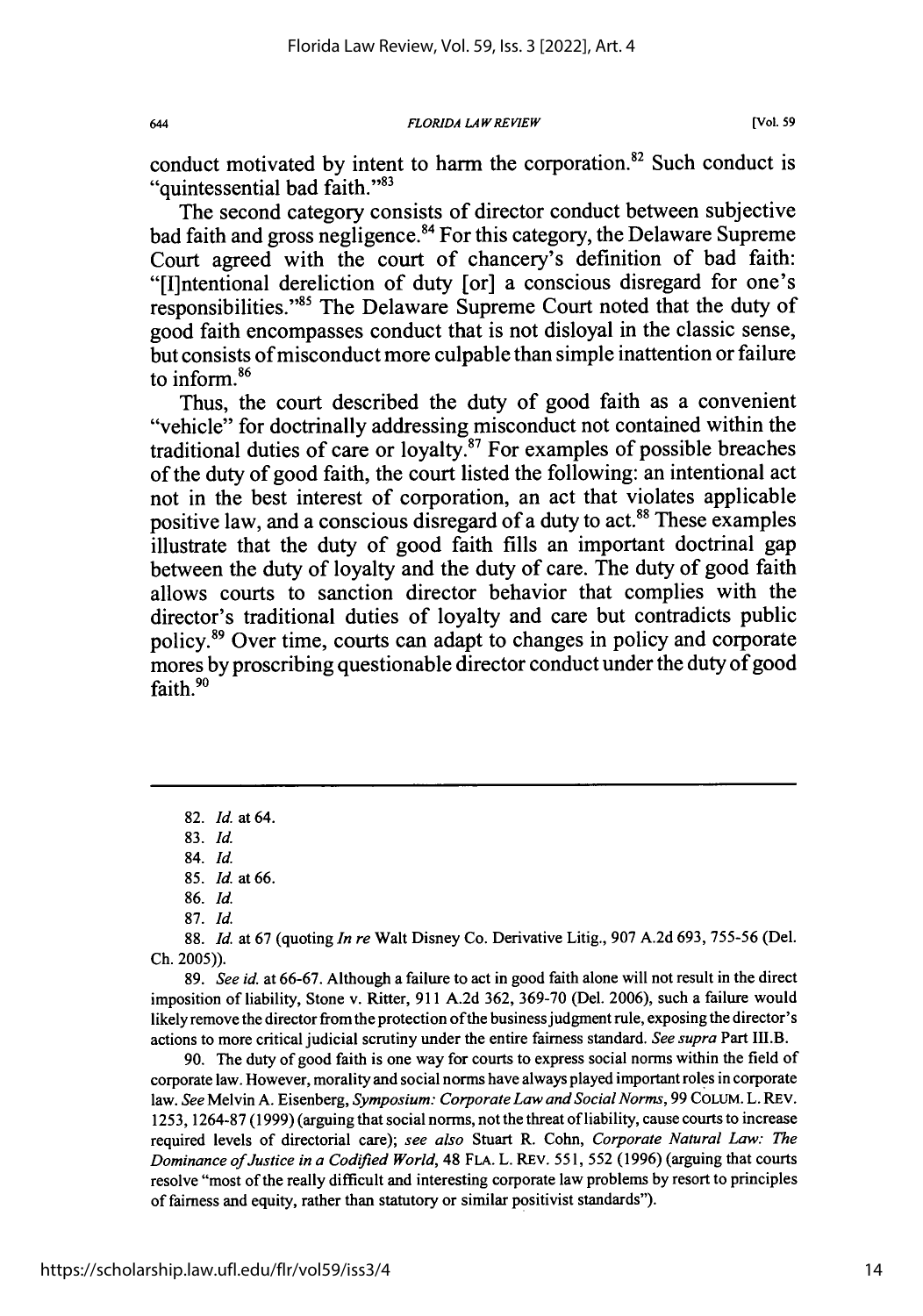conduct motivated by intent to harm the corporation.[82] Such conduct is "quintessential bad faith."[83]

The second category consists of director conduct between subjective bad faith and gross negligence.[84] For this category, the Delaware Supreme Court agreed with the court of chancery's definition of bad faith: "[I]ntentional dereliction of duty [or] a conscious disregard for one's responsibilities."[85] The Delaware Supreme Court noted that the duty of good faith encompasses conduct that is not disloyal in the classic sense, but consists of misconduct more culpable than simple inattention or failure to inform.[86]

Thus, the court described the duty of good faith as a convenient "vehicle" for doctrinally addressing misconduct not contained within the traditional duties of care or loyalty.[87] For examples of possible breaches of the duty of good faith, the court listed the following: an intentional act not in the best interest of corporation, an act that violates applicable positive law, and a conscious disregard of a duty to act.[88] These examples illustrate that the duty of good faith fills an important doctrinal gap between the duty of loyalty and the duty of care. The duty of good faith allows courts to sanction director behavior that complies with the director's traditional duties of loyalty and care but contradicts public policy.[89] Over time, courts can adapt to changes in policy and corporate mores by proscribing questionable director conduct under the duty of good faith.[90]

---

82. *Id.* at 64.

83. *Id.*

84. *Id.*

85. *Id.* at 66.

86. *Id.*

87. *Id.*

88. *Id.* at 67 (quoting *In re* Walt Disney Co. Derivative Litig., 907 A.2d 693, 755-56 (Del. Ch. 2005)).

89. *See id.* at 66-67. Although a failure to act in good faith alone will not result in the direct imposition of liability, Stone v. Ritter, 911 A.2d 362, 369-70 (Del. 2006), such a failure would likely remove the director from the protection of the business judgment rule, exposing the director's actions to more critical judicial scrutiny under the entire fairness standard. *See supra* Part III.B.

90. The duty of good faith is one way for courts to express social norms within the field of corporate law. However, morality and social norms have always played important roles in corporate law. *See* Melvin A. Eisenberg, *Symposium: Corporate Law and Social Norms*, 99 COLUM. L. REV. 1253, 1264-87 (1999) (arguing that social norms, not the threat of liability, cause courts to increase required levels of directorial care); *see also* Stuart R. Cohn, *Corporate Natural Law: The Dominance of Justice in a Codified World*, 48 FLA. L. REV. 551, 552 (1996) (arguing that courts resolve "most of the really difficult and interesting corporate law problems by resort to principles of fairness and equity, rather than statutory or similar positivist standards").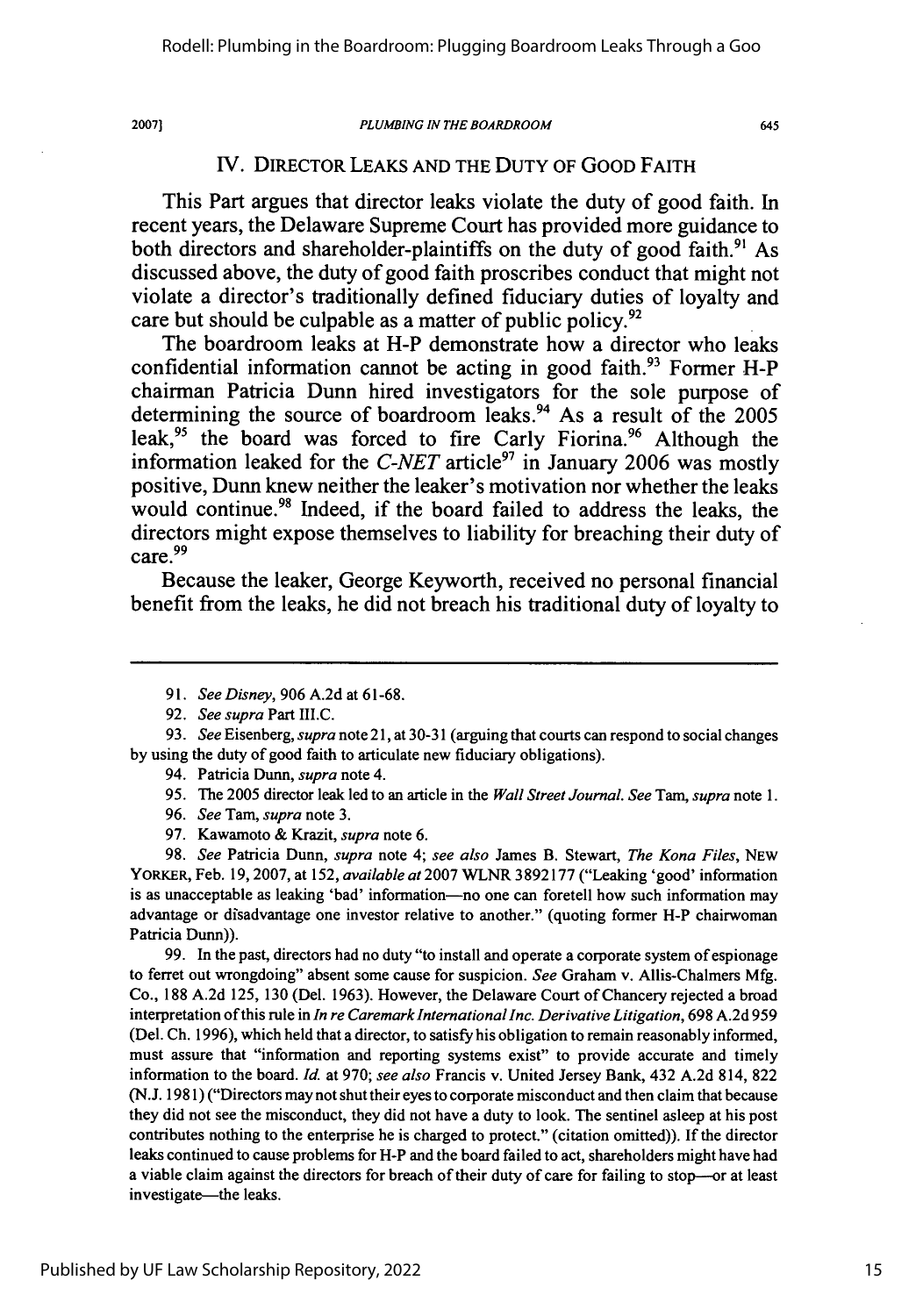## IV. DIRECTOR LEAKS AND THE DUTY OF GOOD FAITH

This Part argues that director leaks violate the duty of good faith. In recent years, the Delaware Supreme Court has provided more guidance to both directors and shareholder-plaintiffs on the duty of good faith.[91] As discussed above, the duty of good faith proscribes conduct that might not violate a director's traditionally defined fiduciary duties of loyalty and care but should be culpable as a matter of public policy.[92]

The boardroom leaks at H-P demonstrate how a director who leaks confidential information cannot be acting in good faith.[93] Former H-P chairman Patricia Dunn hired investigators for the sole purpose of determining the source of boardroom leaks.[94] As a result of the 2005 leak,[95] the board was forced to fire Carly Fiorina.[96] Although the information leaked for the *C-NET* article[97] in January 2006 was mostly positive, Dunn knew neither the leaker's motivation nor whether the leaks would continue.[98] Indeed, if the board failed to address the leaks, the directors might expose themselves to liability for breaching their duty of care.[99]

Because the leaker, George Keyworth, received no personal financial benefit from the leaks, he did not breach his traditional duty of loyalty to

---

91. *See Disney*, 906 A.2d at 61-68.

92. *See supra* Part III.C.

93. *See* Eisenberg, *supra* note 21, at 30-31 (arguing that courts can respond to social changes by using the duty of good faith to articulate new fiduciary obligations).

94. Patricia Dunn, *supra* note 4.

95. The 2005 director leak led to an article in the *Wall Street Journal*. *See* Tam, *supra* note 1.

96. *See* Tam, *supra* note 3.

97. Kawamoto & Krazit, *supra* note 6.

98. *See* Patricia Dunn, *supra* note 4; *see also* James B. Stewart, *The Kona Files*, NEW YORKER, Feb. 19, 2007, at 152, *available at* 2007 WLNR 3892177 ("Leaking 'good' information is as unacceptable as leaking 'bad' information—no one can foretell how such information may advantage or disadvantage one investor relative to another." (quoting former H-P chairwoman Patricia Dunn)).

99. In the past, directors had no duty "to install and operate a corporate system of espionage to ferret out wrongdoing" absent some cause for suspicion. *See* Graham v. Allis-Chalmers Mfg. Co., 188 A.2d 125, 130 (Del. 1963). However, the Delaware Court of Chancery rejected a broad interpretation of this rule in *In re Caremark International Inc. Derivative Litigation*, 698 A.2d 959 (Del. Ch. 1996), which held that a director, to satisfy his obligation to remain reasonably informed, must assure that "information and reporting systems exist" to provide accurate and timely information to the board. *Id.* at 970; *see also* Francis v. United Jersey Bank, 432 A.2d 814, 822 (N.J. 1981) ("Directors may not shut their eyes to corporate misconduct and then claim that because they did not see the misconduct, they did not have a duty to look. The sentinel asleep at his post contributes nothing to the enterprise he is charged to protect." (citation omitted)). If the director leaks continued to cause problems for H-P and the board failed to act, shareholders might have had a viable claim against the directors for breach of their duty of care for failing to stop—or at least investigate—the leaks.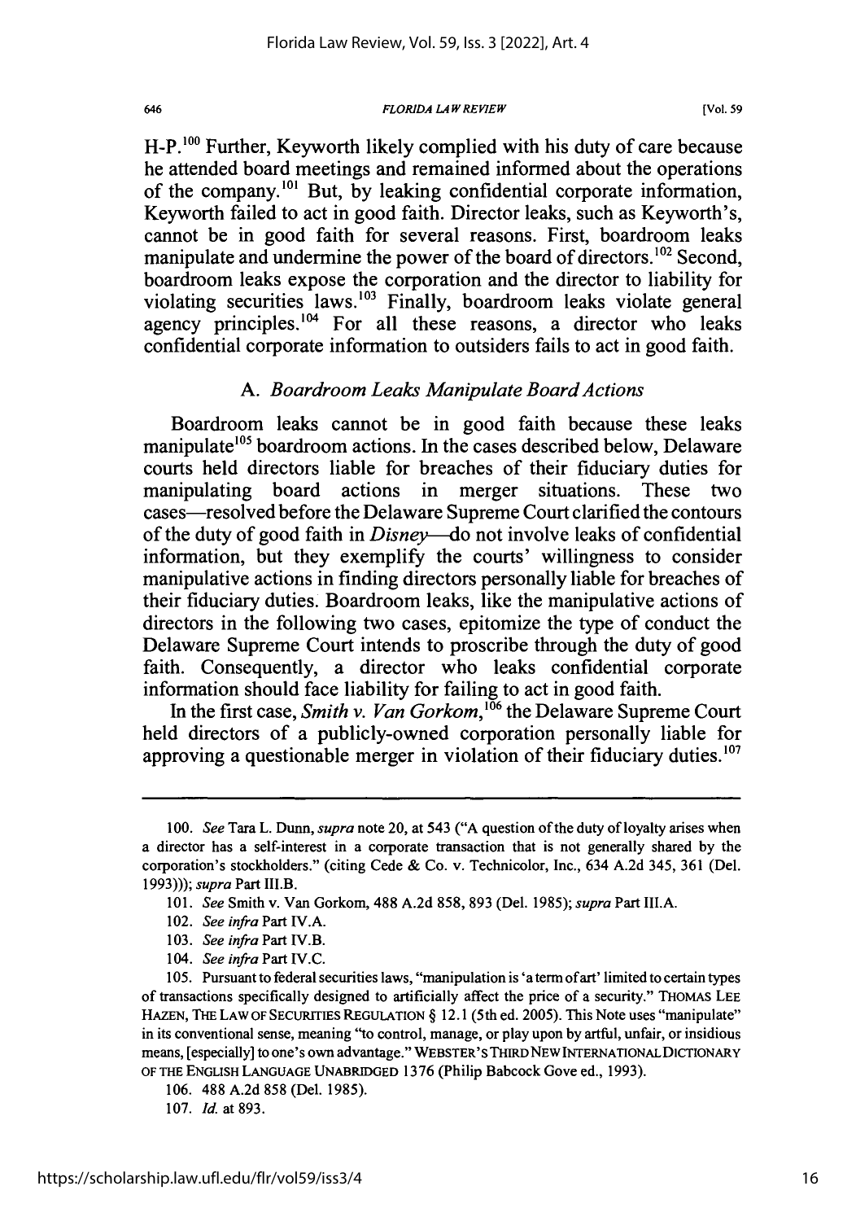H-P.[100] Further, Keyworth likely complied with his duty of care because he attended board meetings and remained informed about the operations of the company.[101] But, by leaking confidential corporate information, Keyworth failed to act in good faith. Director leaks, such as Keyworth's, cannot be in good faith for several reasons. First, boardroom leaks manipulate and undermine the power of the board of directors.[102] Second, boardroom leaks expose the corporation and the director to liability for violating securities laws.[103] Finally, boardroom leaks violate general agency principles.[104] For all these reasons, a director who leaks confidential corporate information to outsiders fails to act in good faith.

### A. *Boardroom Leaks Manipulate Board Actions*

Boardroom leaks cannot be in good faith because these leaks manipulate[105] boardroom actions. In the cases described below, Delaware courts held directors liable for breaches of their fiduciary duties for manipulating board actions in merger situations. These two cases—resolved before the Delaware Supreme Court clarified the contours of the duty of good faith in *Disney*—do not involve leaks of confidential information, but they exemplify the courts' willingness to consider manipulative actions in finding directors personally liable for breaches of their fiduciary duties. Boardroom leaks, like the manipulative actions of directors in the following two cases, epitomize the type of conduct the Delaware Supreme Court intends to proscribe through the duty of good faith. Consequently, a director who leaks confidential corporate information should face liability for failing to act in good faith.

In the first case, *Smith v. Van Gorkom*,[106] the Delaware Supreme Court held directors of a publicly-owned corporation personally liable for approving a questionable merger in violation of their fiduciary duties.[107]

---

100. *See* Tara L. Dunn, *supra* note 20, at 543 ("A question of the duty of loyalty arises when a director has a self-interest in a corporate transaction that is not generally shared by the corporation's stockholders." (citing Cede & Co. v. Technicolor, Inc., 634 A.2d 345, 361 (Del. 1993))); *supra* Part III.B.

101. *See* Smith v. Van Gorkom, 488 A.2d 858, 893 (Del. 1985); *supra* Part III.A.

102. *See infra* Part IV.A.

103. *See infra* Part IV.B.

104. *See infra* Part IV.C.

105. Pursuant to federal securities laws, "manipulation is 'a term of art' limited to certain types of transactions specifically designed to artificially affect the price of a security." THOMAS LEE HAZEN, THE LAW OF SECURITIES REGULATION § 12.1 (5th ed. 2005). This Note uses "manipulate" in its conventional sense, meaning "to control, manage, or play upon by artful, unfair, or insidious means, [especially] to one's own advantage." WEBSTER'S THIRD NEW INTERNATIONAL DICTIONARY OF THE ENGLISH LANGUAGE UNABRIDGED 1376 (Philip Babcock Gove ed., 1993).

106. 488 A.2d 858 (Del. 1985).

107. *Id.* at 893.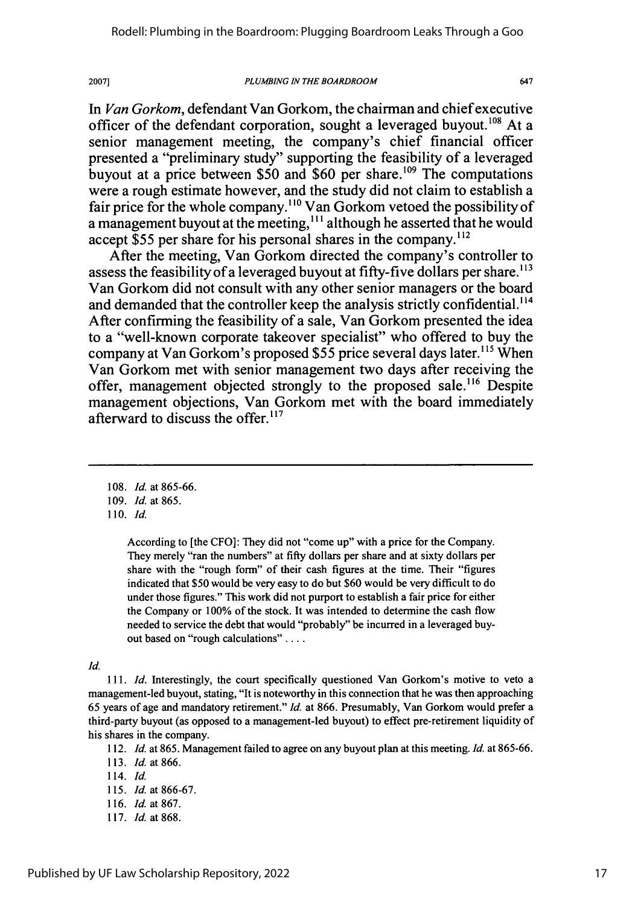In *Van Gorkom*, defendant Van Gorkom, the chairman and chief executive officer of the defendant corporation, sought a leveraged buyout.[108] At a senior management meeting, the company's chief financial officer presented a "preliminary study" supporting the feasibility of a leveraged buyout at a price between $50 and $60 per share.[109] The computations were a rough estimate however, and the study did not claim to establish a fair price for the whole company.[110] Van Gorkom vetoed the possibility of a management buyout at the meeting,[111] although he asserted that he would accept $55 per share for his personal shares in the company.[112]

After the meeting, Van Gorkom directed the company's controller to assess the feasibility of a leveraged buyout at fifty-five dollars per share.[113] Van Gorkom did not consult with any other senior managers or the board and demanded that the controller keep the analysis strictly confidential.[114] After confirming the feasibility of a sale, Van Gorkom presented the idea to a "well-known corporate takeover specialist" who offered to buy the company at Van Gorkom's proposed $55 price several days later.[115] When Van Gorkom met with senior management two days after receiving the offer, management objected strongly to the proposed sale.[116] Despite management objections, Van Gorkom met with the board immediately afterward to discuss the offer.[117]

---

108. *Id.* at 865-66.

109. *Id.* at 865.

110. *Id.*

> According to [the CFO]: They did not "come up" with a price for the Company. They merely "ran the numbers" at fifty dollars per share and at sixty dollars per share with the "rough form" of their cash figures at the time. Their "figures indicated that $50 would be very easy to do but $60 would be very difficult to do under those figures." This work did not purport to establish a fair price for either the Company or 100% of the stock. It was intended to determine the cash flow needed to service the debt that would "probably" be incurred in a leveraged buy-out based on "rough calculations" . . . .

*Id.*

111. *Id.* Interestingly, the court specifically questioned Van Gorkom's motive to veto a management-led buyout, stating, "It is noteworthy in this connection that he was then approaching 65 years of age and mandatory retirement." *Id.* at 866. Presumably, Van Gorkom would prefer a third-party buyout (as opposed to a management-led buyout) to effect pre-retirement liquidity of his shares in the company.

112. *Id.* at 865. Management failed to agree on any buyout plan at this meeting. *Id.* at 865-66.

113. *Id.* at 866.

114. *Id.*

115. *Id.* at 866-67.

116. *Id.* at 867.

117. *Id.* at 868.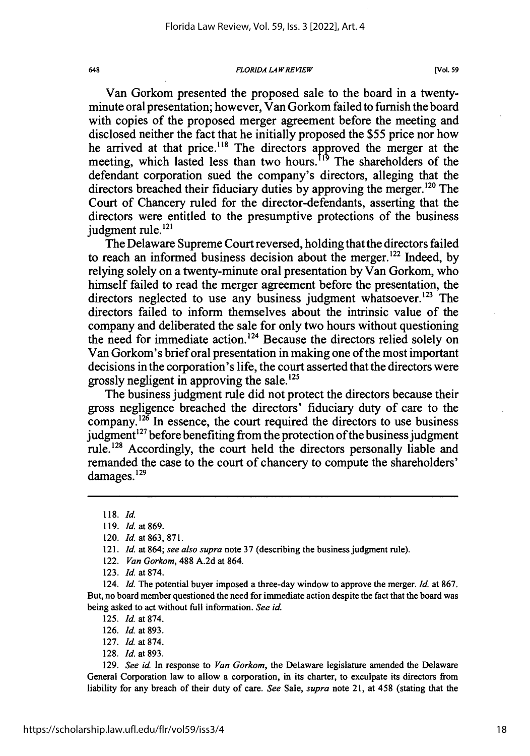Van Gorkom presented the proposed sale to the board in a twenty-minute oral presentation; however, Van Gorkom failed to furnish the board with copies of the proposed merger agreement before the meeting and disclosed neither the fact that he initially proposed the $55 price nor how he arrived at that price.[118] The directors approved the merger at the meeting, which lasted less than two hours.[119] The shareholders of the defendant corporation sued the company's directors, alleging that the directors breached their fiduciary duties by approving the merger.[120] The Court of Chancery ruled for the director-defendants, asserting that the directors were entitled to the presumptive protections of the business judgment rule.[121]

The Delaware Supreme Court reversed, holding that the directors failed to reach an informed business decision about the merger.[122] Indeed, by relying solely on a twenty-minute oral presentation by Van Gorkom, who himself failed to read the merger agreement before the presentation, the directors neglected to use any business judgment whatsoever.[123] The directors failed to inform themselves about the intrinsic value of the company and deliberated the sale for only two hours without questioning the need for immediate action.[124] Because the directors relied solely on Van Gorkom's brief oral presentation in making one of the most important decisions in the corporation's life, the court asserted that the directors were grossly negligent in approving the sale.[125]

The business judgment rule did not protect the directors because their gross negligence breached the directors' fiduciary duty of care to the company.[126] In essence, the court required the directors to use business judgment[127] before benefiting from the protection of the business judgment rule.[128] Accordingly, the court held the directors personally liable and remanded the case to the court of chancery to compute the shareholders' damages.[129]

---

118. *Id.*

119. *Id.* at 869.

120. *Id.* at 863, 871.

121. *Id.* at 864; *see also supra* note 37 (describing the business judgment rule).

122. *Van Gorkom*, 488 A.2d at 864.

123. *Id.* at 874.

124. *Id.* The potential buyer imposed a three-day window to approve the merger. *Id.* at 867. But, no board member questioned the need for immediate action despite the fact that the board was being asked to act without full information. *See id.*

125. *Id.* at 874.

126. *Id.* at 893.

127. *Id.* at 874.

128. *Id.* at 893.

129. *See id.* In response to *Van Gorkom*, the Delaware legislature amended the Delaware General Corporation law to allow a corporation, in its charter, to exculpate its directors from liability for any breach of their duty of care. *See* Sale, *supra* note 21, at 458 (stating that the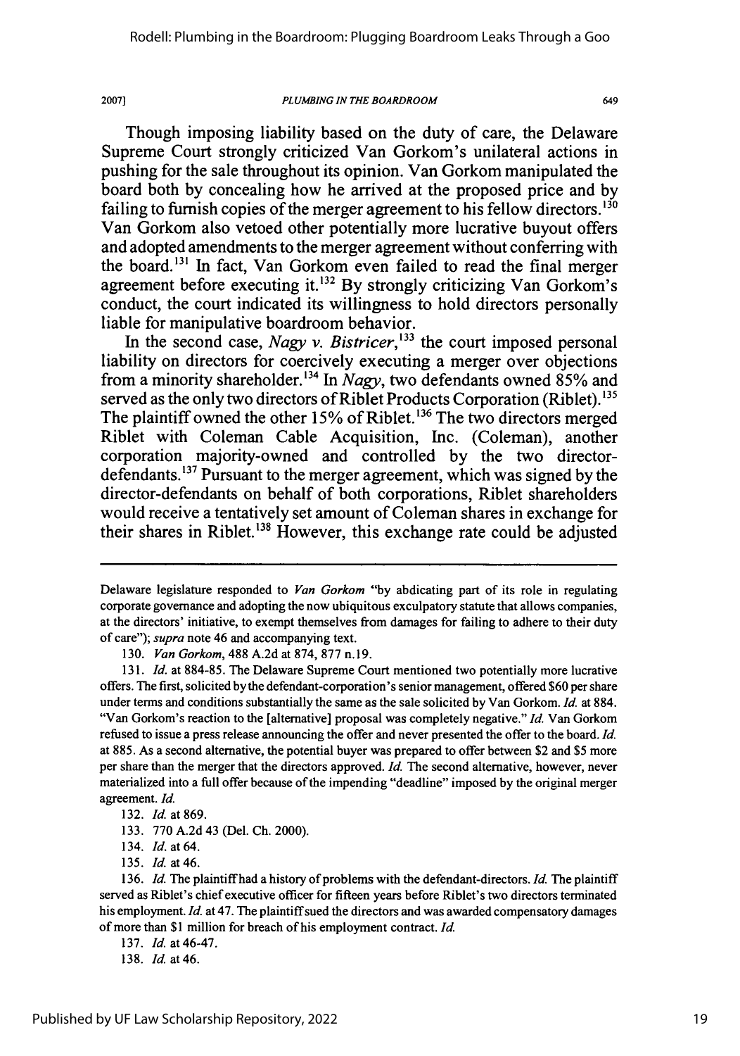Though imposing liability based on the duty of care, the Delaware Supreme Court strongly criticized Van Gorkom's unilateral actions in pushing for the sale throughout its opinion. Van Gorkom manipulated the board both by concealing how he arrived at the proposed price and by failing to furnish copies of the merger agreement to his fellow directors.[130] Van Gorkom also vetoed other potentially more lucrative buyout offers and adopted amendments to the merger agreement without conferring with the board.[131] In fact, Van Gorkom even failed to read the final merger agreement before executing it.[132] By strongly criticizing Van Gorkom's conduct, the court indicated its willingness to hold directors personally liable for manipulative boardroom behavior.

In the second case, *Nagy v. Bistricer*,[133] the court imposed personal liability on directors for coercively executing a merger over objections from a minority shareholder.[134] In *Nagy*, two defendants owned 85% and served as the only two directors of Riblet Products Corporation (Riblet).[135] The plaintiff owned the other 15% of Riblet.[136] The two directors merged Riblet with Coleman Cable Acquisition, Inc. (Coleman), another corporation majority-owned and controlled by the two director-defendants.[137] Pursuant to the merger agreement, which was signed by the director-defendants on behalf of both corporations, Riblet shareholders would receive a tentatively set amount of Coleman shares in exchange for their shares in Riblet.[138] However, this exchange rate could be adjusted

---

Delaware legislature responded to *Van Gorkom* "by abdicating part of its role in regulating corporate governance and adopting the now ubiquitous exculpatory statute that allows companies, at the directors' initiative, to exempt themselves from damages for failing to adhere to their duty of care"); *supra* note 46 and accompanying text.

130. *Van Gorkom*, 488 A.2d at 874, 877 n.19.

131. *Id.* at 884-85. The Delaware Supreme Court mentioned two potentially more lucrative offers. The first, solicited by the defendant-corporation's senior management, offered $60 per share under terms and conditions substantially the same as the sale solicited by Van Gorkom. *Id.* at 884. "Van Gorkom's reaction to the [alternative] proposal was completely negative." *Id.* Van Gorkom refused to issue a press release announcing the offer and never presented the offer to the board. *Id.* at 885. As a second alternative, the potential buyer was prepared to offer between $2 and $5 more per share than the merger that the directors approved. *Id.* The second alternative, however, never materialized into a full offer because of the impending "deadline" imposed by the original merger agreement. *Id.*

132. *Id.* at 869.

133. 770 A.2d 43 (Del. Ch. 2000).

134. *Id.* at 64.

135. *Id.* at 46.

136. *Id.* The plaintiff had a history of problems with the defendant-directors. *Id.* The plaintiff served as Riblet's chief executive officer for fifteen years before Riblet's two directors terminated his employment. *Id.* at 47. The plaintiff sued the directors and was awarded compensatory damages of more than $1 million for breach of his employment contract. *Id.*

137. *Id.* at 46-47.

138. *Id.* at 46.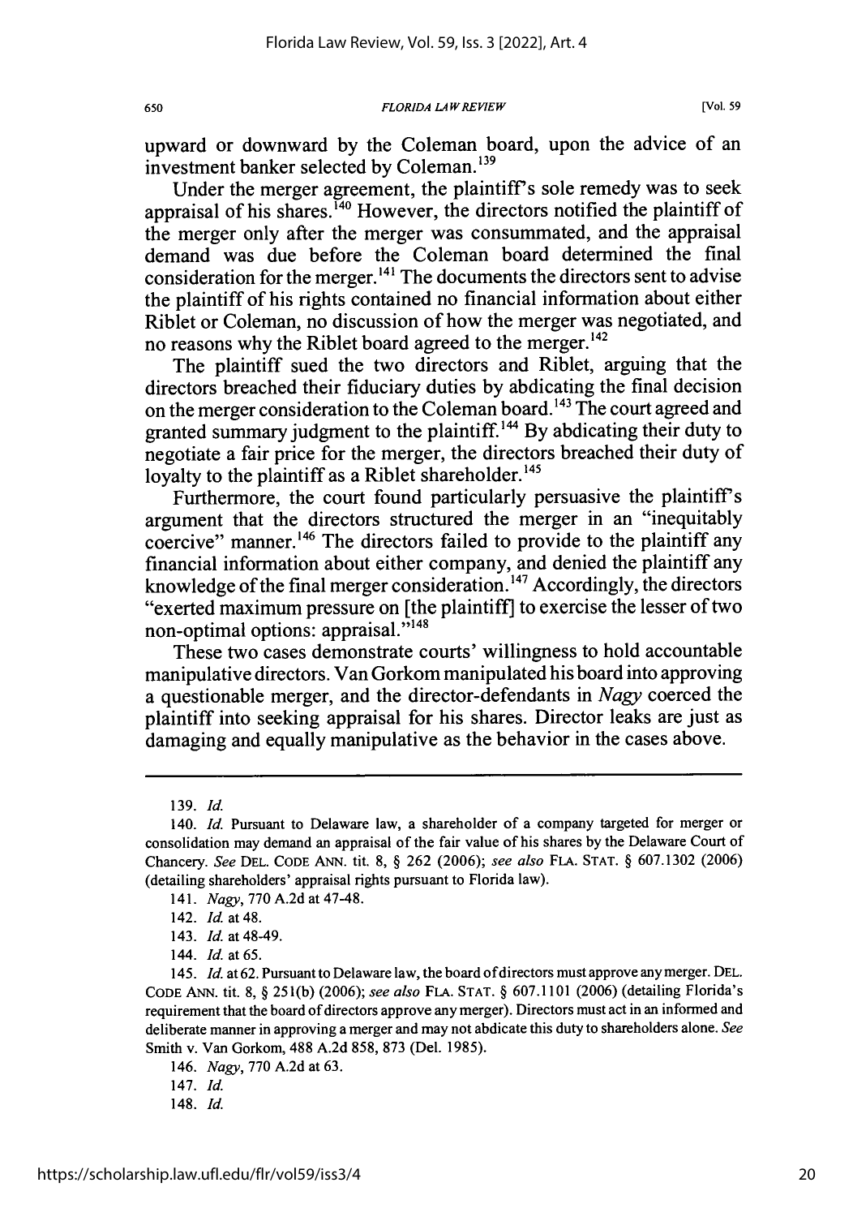upward or downward by the Coleman board, upon the advice of an investment banker selected by Coleman.[139]

Under the merger agreement, the plaintiff's sole remedy was to seek appraisal of his shares.[140] However, the directors notified the plaintiff of the merger only after the merger was consummated, and the appraisal demand was due before the Coleman board determined the final consideration for the merger.[141] The documents the directors sent to advise the plaintiff of his rights contained no financial information about either Riblet or Coleman, no discussion of how the merger was negotiated, and no reasons why the Riblet board agreed to the merger.[142]

The plaintiff sued the two directors and Riblet, arguing that the directors breached their fiduciary duties by abdicating the final decision on the merger consideration to the Coleman board.[143] The court agreed and granted summary judgment to the plaintiff.[144] By abdicating their duty to negotiate a fair price for the merger, the directors breached their duty of loyalty to the plaintiff as a Riblet shareholder.[145]

Furthermore, the court found particularly persuasive the plaintiff's argument that the directors structured the merger in an "inequitably coercive" manner.[146] The directors failed to provide to the plaintiff any financial information about either company, and denied the plaintiff any knowledge of the final merger consideration.[147] Accordingly, the directors "exerted maximum pressure on [the plaintiff] to exercise the lesser of two non-optimal options: appraisal."[148]

These two cases demonstrate courts' willingness to hold accountable manipulative directors. Van Gorkom manipulated his board into approving a questionable merger, and the director-defendants in *Nagy* coerced the plaintiff into seeking appraisal for his shares. Director leaks are just as damaging and equally manipulative as the behavior in the cases above.

---

139. *Id.*

140. *Id.* Pursuant to Delaware law, a shareholder of a company targeted for merger or consolidation may demand an appraisal of the fair value of his shares by the Delaware Court of Chancery. *See* DEL. CODE ANN. tit. 8, § 262 (2006); *see also* FLA. STAT. § 607.1302 (2006) (detailing shareholders' appraisal rights pursuant to Florida law).

141. *Nagy*, 770 A.2d at 47-48.

142. *Id.* at 48.

143. *Id.* at 48-49.

144. *Id.* at 65.

145. *Id.* at 62. Pursuant to Delaware law, the board of directors must approve any merger. DEL. CODE ANN. tit. 8, § 251(b) (2006); *see also* FLA. STAT. § 607.1101 (2006) (detailing Florida's requirement that the board of directors approve any merger). Directors must act in an informed and deliberate manner in approving a merger and may not abdicate this duty to shareholders alone. *See* Smith v. Van Gorkom, 488 A.2d 858, 873 (Del. 1985).

146. *Nagy*, 770 A.2d at 63.

147. *Id.*

148. *Id.*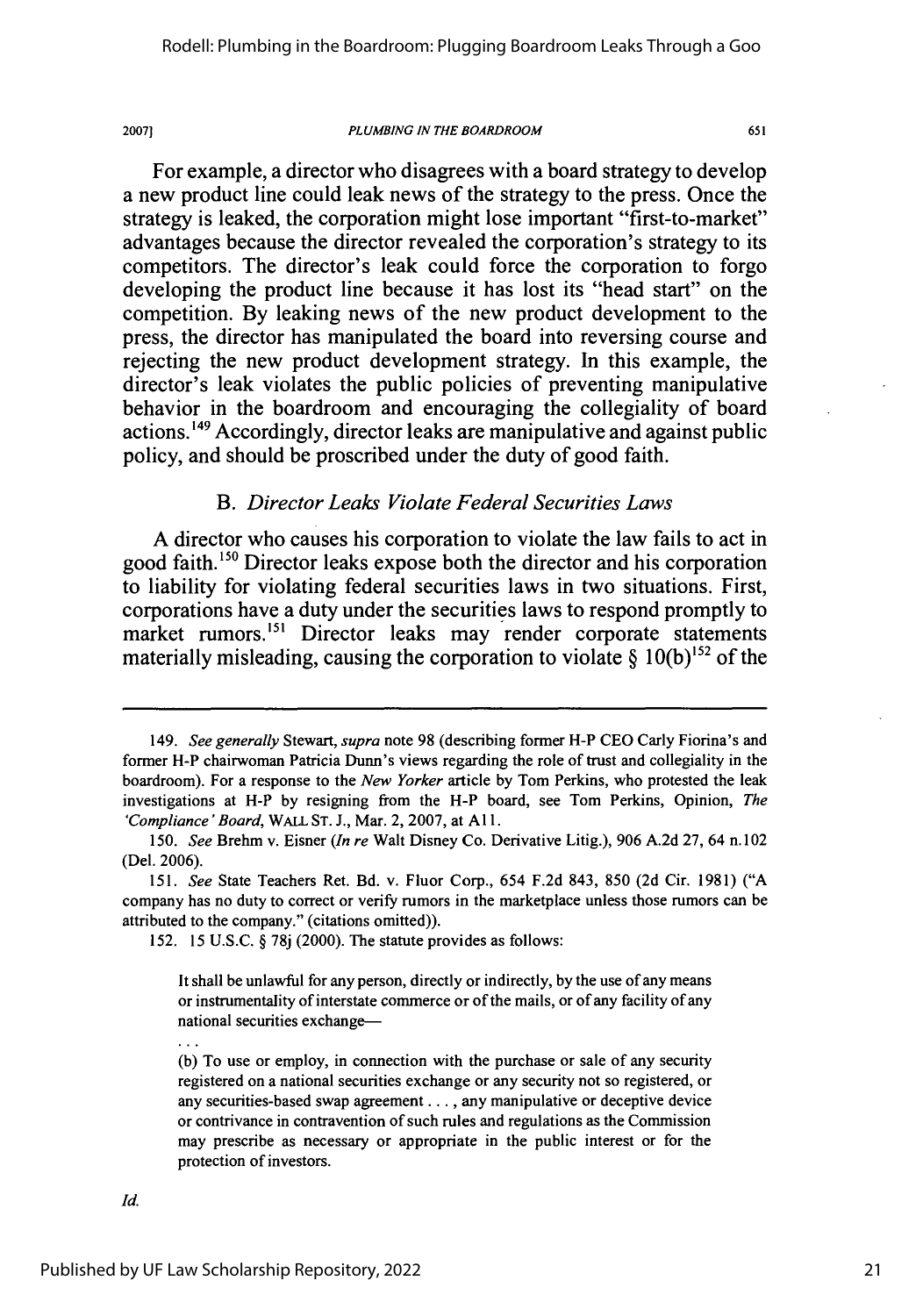For example, a director who disagrees with a board strategy to develop a new product line could leak news of the strategy to the press. Once the strategy is leaked, the corporation might lose important "first-to-market" advantages because the director revealed the corporation's strategy to its competitors. The director's leak could force the corporation to forgo developing the product line because it has lost its "head start" on the competition. By leaking news of the new product development to the press, the director has manipulated the board into reversing course and rejecting the new product development strategy. In this example, the director's leak violates the public policies of preventing manipulative behavior in the boardroom and encouraging the collegiality of board actions.[149] Accordingly, director leaks are manipulative and against public policy, and should be proscribed under the duty of good faith.

### B. *Director Leaks Violate Federal Securities Laws*

A director who causes his corporation to violate the law fails to act in good faith.[150] Director leaks expose both the director and his corporation to liability for violating federal securities laws in two situations. First, corporations have a duty under the securities laws to respond promptly to market rumors.[151] Director leaks may render corporate statements materially misleading, causing the corporation to violate § 10(b)[152] of the

---

149. *See generally* Stewart, *supra* note 98 (describing former H-P CEO Carly Fiorina's and former H-P chairwoman Patricia Dunn's views regarding the role of trust and collegiality in the boardroom). For a response to the *New Yorker* article by Tom Perkins, who protested the leak investigations at H-P by resigning from the H-P board, see Tom Perkins, Opinion, *The 'Compliance' Board*, WALL ST. J., Mar. 2, 2007, at A11.

150. *See* Brehm v. Eisner (*In re* Walt Disney Co. Derivative Litig.), 906 A.2d 27, 64 n.102 (Del. 2006).

151. *See* State Teachers Ret. Bd. v. Fluor Corp., 654 F.2d 843, 850 (2d Cir. 1981) ("A company has no duty to correct or verify rumors in the marketplace unless those rumors can be attributed to the company." (citations omitted)).

152. 15 U.S.C. § 78j (2000). The statute provides as follows:

> It shall be unlawful for any person, directly or indirectly, by the use of any means or instrumentality of interstate commerce or of the mails, or of any facility of any national securities exchange—
>
> . . .
>
> (b) To use or employ, in connection with the purchase or sale of any security registered on a national securities exchange or any security not so registered, or any securities-based swap agreement . . . , any manipulative or deceptive device or contrivance in contravention of such rules and regulations as the Commission may prescribe as necessary or appropriate in the public interest or for the protection of investors.

*Id.*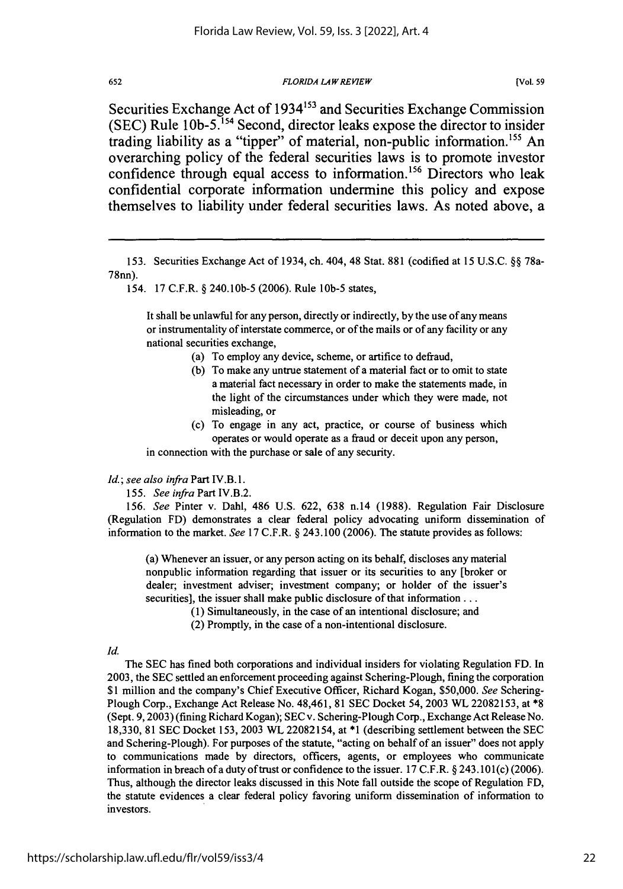Securities Exchange Act of 1934[153] and Securities Exchange Commission (SEC) Rule 10b-5.[154] Second, director leaks expose the director to insider trading liability as a "tipper" of material, non-public information.[155] An overarching policy of the federal securities laws is to promote investor confidence through equal access to information.[156] Directors who leak confidential corporate information undermine this policy and expose themselves to liability under federal securities laws. As noted above, a

---

153. Securities Exchange Act of 1934, ch. 404, 48 Stat. 881 (codified at 15 U.S.C. §§ 78a-78nn).

154. 17 C.F.R. § 240.10b-5 (2006). Rule 10b-5 states,

> It shall be unlawful for any person, directly or indirectly, by the use of any means or instrumentality of interstate commerce, or of the mails or of any facility or any national securities exchange,
>
> (a) To employ any device, scheme, or artifice to defraud,
>
> (b) To make any untrue statement of a material fact or to omit to state a material fact necessary in order to make the statements made, in the light of the circumstances under which they were made, not misleading, or
>
> (c) To engage in any act, practice, or course of business which operates or would operate as a fraud or deceit upon any person,
>
> in connection with the purchase or sale of any security.

*Id.*; *see also infra* Part IV.B.1.

155. *See infra* Part IV.B.2.

156. *See* Pinter v. Dahl, 486 U.S. 622, 638 n.14 (1988). Regulation Fair Disclosure (Regulation FD) demonstrates a clear federal policy advocating uniform dissemination of information to the market. *See* 17 C.F.R. § 243.100 (2006). The statute provides as follows:

> (a) Whenever an issuer, or any person acting on its behalf, discloses any material nonpublic information regarding that issuer or its securities to any [broker or dealer; investment adviser; investment company; or holder of the issuer's securities], the issuer shall make public disclosure of that information . . .
>
> (1) Simultaneously, in the case of an intentional disclosure; and
>
> (2) Promptly, in the case of a non-intentional disclosure.

*Id.*

The SEC has fined both corporations and individual insiders for violating Regulation FD. In 2003, the SEC settled an enforcement proceeding against Schering-Plough, fining the corporation $1 million and the company's Chief Executive Officer, Richard Kogan, $50,000. *See* Schering-Plough Corp., Exchange Act Release No. 48,461, 81 SEC Docket 54, 2003 WL 22082153, at *8 (Sept. 9, 2003) (fining Richard Kogan); SEC v. Schering-Plough Corp., Exchange Act Release No. 18,330, 81 SEC Docket 153, 2003 WL 22082154, at *1 (describing settlement between the SEC and Schering-Plough). For purposes of the statute, "acting on behalf of an issuer" does not apply to communications made by directors, officers, agents, or employees who communicate information in breach of a duty of trust or confidence to the issuer. 17 C.F.R. § 243.101(c) (2006). Thus, although the director leaks discussed in this Note fall outside the scope of Regulation FD, the statute evidences a clear federal policy favoring uniform dissemination of information to investors.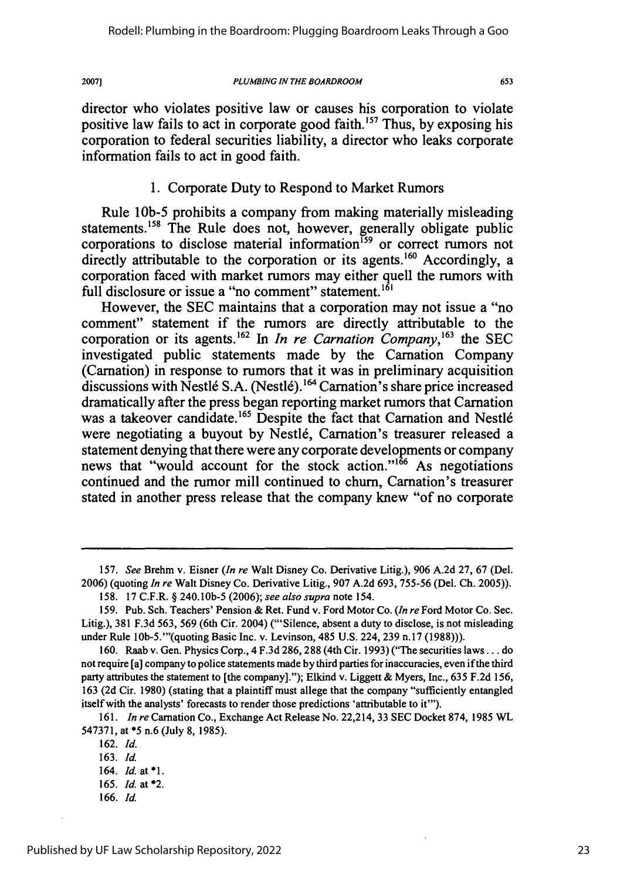director who violates positive law or causes his corporation to violate positive law fails to act in corporate good faith.[157] Thus, by exposing his corporation to federal securities liability, a director who leaks corporate information fails to act in good faith.

### 1. Corporate Duty to Respond to Market Rumors

Rule 10b-5 prohibits a company from making materially misleading statements.[158] The Rule does not, however, generally obligate public corporations to disclose material information[159] or correct rumors not directly attributable to the corporation or its agents.[160] Accordingly, a corporation faced with market rumors may either quell the rumors with full disclosure or issue a "no comment" statement.[161]

However, the SEC maintains that a corporation may not issue a "no comment" statement if the rumors are directly attributable to the corporation or its agents.[162] In *In re Carnation Company*,[163] the SEC investigated public statements made by the Carnation Company (Carnation) in response to rumors that it was in preliminary acquisition discussions with Nestlé S.A. (Nestlé).[164] Carnation's share price increased dramatically after the press began reporting market rumors that Carnation was a takeover candidate.[165] Despite the fact that Carnation and Nestlé were negotiating a buyout by Nestlé, Carnation's treasurer released a statement denying that there were any corporate developments or company news that "would account for the stock action."[166] As negotiations continued and the rumor mill continued to churn, Carnation's treasurer stated in another press release that the company knew "of no corporate

---

157. *See* Brehm v. Eisner (*In re* Walt Disney Co. Derivative Litig.), 906 A.2d 27, 67 (Del. 2006) (quoting *In re* Walt Disney Co. Derivative Litig., 907 A.2d 693, 755-56 (Del. Ch. 2005)).

158. 17 C.F.R. § 240.10b-5 (2006); *see also supra* note 154.

159. Pub. Sch. Teachers' Pension & Ret. Fund v. Ford Motor Co. (*In re* Ford Motor Co. Sec. Litig.), 381 F.3d 563, 569 (6th Cir. 2004) ("'Silence, absent a duty to disclose, is not misleading under Rule 10b-5.'"(quoting Basic Inc. v. Levinson, 485 U.S. 224, 239 n.17 (1988))).

160. Raab v. Gen. Physics Corp., 4 F.3d 286, 288 (4th Cir. 1993) ("The securities laws . . . do not require [a] company to police statements made by third parties for inaccuracies, even if the third party attributes the statement to [the company]."); Elkind v. Liggett & Myers, Inc., 635 F.2d 156, 163 (2d Cir. 1980) (stating that a plaintiff must allege that the company "sufficiently entangled itself with the analysts' forecasts to render those predictions 'attributable to it'").

161. *In re* Carnation Co., Exchange Act Release No. 22,214, 33 SEC Docket 874, 1985 WL 547371, at *5 n.6 (July 8, 1985).

162. *Id.*

163. *Id.*

164. *Id.* at *1.

165. *Id.* at *2.

166. *Id.*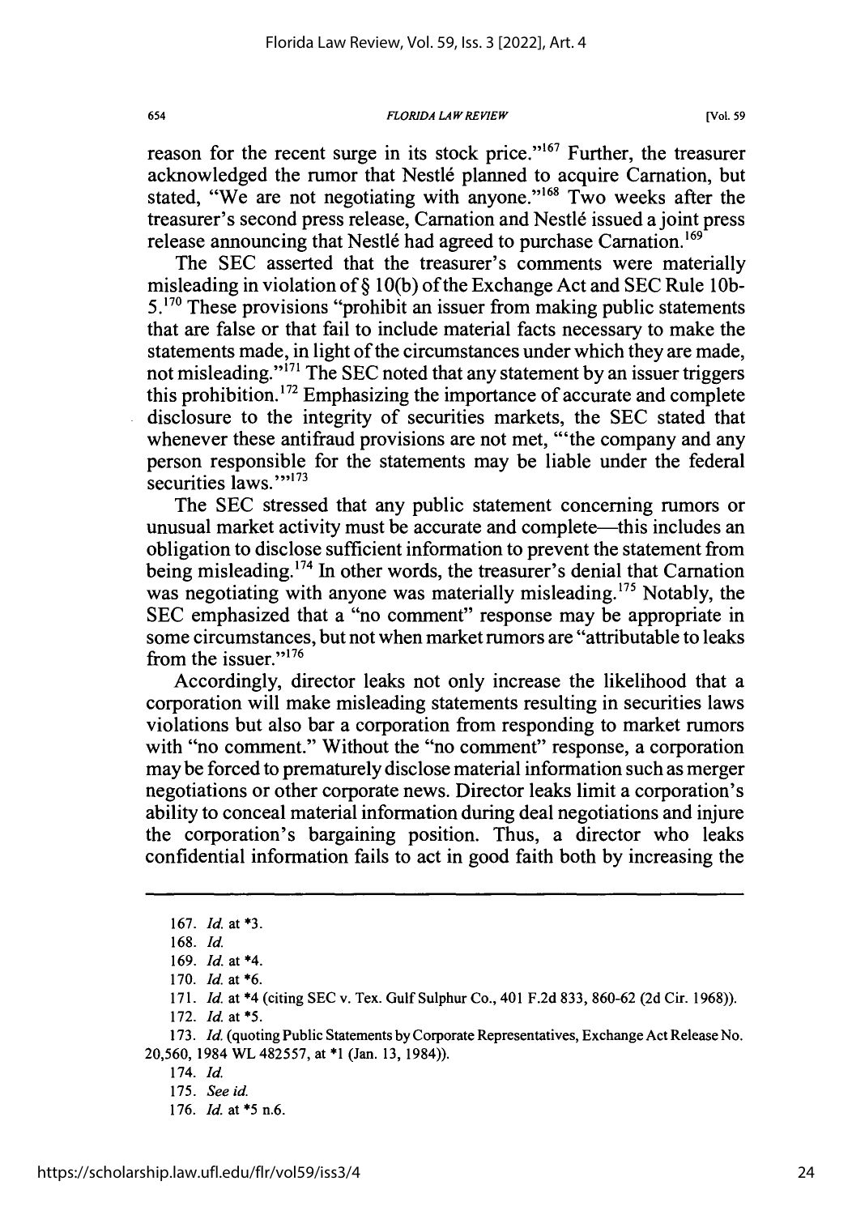reason for the recent surge in its stock price."[167] Further, the treasurer acknowledged the rumor that Nestlé planned to acquire Carnation, but stated, "We are not negotiating with anyone."[168] Two weeks after the treasurer's second press release, Carnation and Nestlé issued a joint press release announcing that Nestlé had agreed to purchase Carnation.[169]

The SEC asserted that the treasurer's comments were materially misleading in violation of § 10(b) of the Exchange Act and SEC Rule 10b-5.[170] These provisions "prohibit an issuer from making public statements that are false or that fail to include material facts necessary to make the statements made, in light of the circumstances under which they are made, not misleading."[171] The SEC noted that any statement by an issuer triggers this prohibition.[172] Emphasizing the importance of accurate and complete disclosure to the integrity of securities markets, the SEC stated that whenever these antifraud provisions are not met, "'the company and any person responsible for the statements may be liable under the federal securities laws.'"[173]

The SEC stressed that any public statement concerning rumors or unusual market activity must be accurate and complete—this includes an obligation to disclose sufficient information to prevent the statement from being misleading.[174] In other words, the treasurer's denial that Carnation was negotiating with anyone was materially misleading.[175] Notably, the SEC emphasized that a "no comment" response may be appropriate in some circumstances, but not when market rumors are "attributable to leaks from the issuer."[176]

Accordingly, director leaks not only increase the likelihood that a corporation will make misleading statements resulting in securities laws violations but also bar a corporation from responding to market rumors with "no comment." Without the "no comment" response, a corporation may be forced to prematurely disclose material information such as merger negotiations or other corporate news. Director leaks limit a corporation's ability to conceal material information during deal negotiations and injure the corporation's bargaining position. Thus, a director who leaks confidential information fails to act in good faith both by increasing the

---

167. *Id.* at *3.

168. *Id.*

169. *Id.* at *4.

170. *Id.* at *6.

171. *Id.* at *4 (citing SEC v. Tex. Gulf Sulphur Co., 401 F.2d 833, 860-62 (2d Cir. 1968)).

172. *Id.* at *5.

173. *Id.* (quoting Public Statements by Corporate Representatives, Exchange Act Release No. 20,560, 1984 WL 482557, at *1 (Jan. 13, 1984)).

174. *Id.*

175. *See id.*

176. *Id.* at *5 n.6.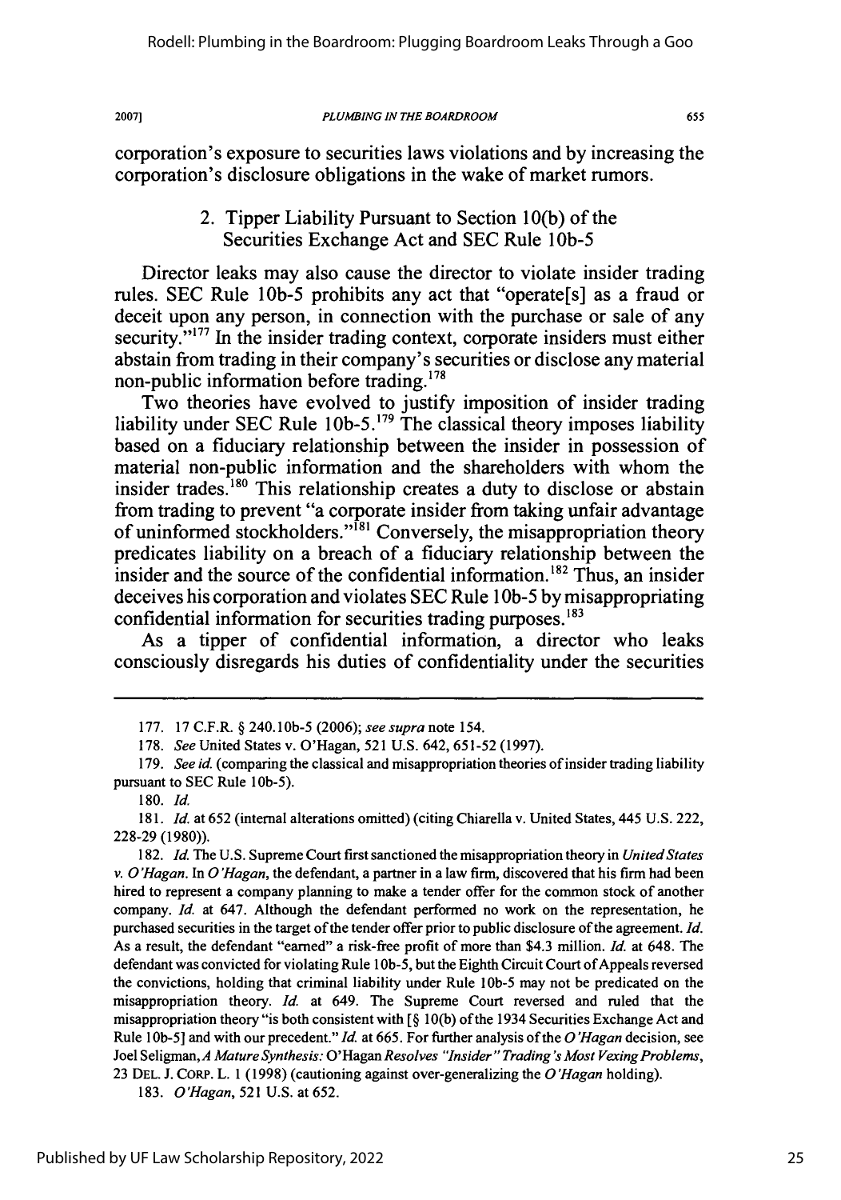corporation's exposure to securities laws violations and by increasing the corporation's disclosure obligations in the wake of market rumors.

### 2. Tipper Liability Pursuant to Section 10(b) of the Securities Exchange Act and SEC Rule 10b-5

Director leaks may also cause the director to violate insider trading rules. SEC Rule 10b-5 prohibits any act that "operate[s] as a fraud or deceit upon any person, in connection with the purchase or sale of any security."[177] In the insider trading context, corporate insiders must either abstain from trading in their company's securities or disclose any material non-public information before trading.[178]

Two theories have evolved to justify imposition of insider trading liability under SEC Rule 10b-5.[179] The classical theory imposes liability based on a fiduciary relationship between the insider in possession of material non-public information and the shareholders with whom the insider trades.[180] This relationship creates a duty to disclose or abstain from trading to prevent "a corporate insider from taking unfair advantage of uninformed stockholders."[181] Conversely, the misappropriation theory predicates liability on a breach of a fiduciary relationship between the insider and the source of the confidential information.[182] Thus, an insider deceives his corporation and violates SEC Rule 10b-5 by misappropriating confidential information for securities trading purposes.[183]

As a tipper of confidential information, a director who leaks consciously disregards his duties of confidentiality under the securities

---

177. 17 C.F.R. § 240.10b-5 (2006); *see supra* note 154.

178. *See* United States v. O'Hagan, 521 U.S. 642, 651-52 (1997).

179. *See id.* (comparing the classical and misappropriation theories of insider trading liability pursuant to SEC Rule 10b-5).

180. *Id.*

181. *Id.* at 652 (internal alterations omitted) (citing Chiarella v. United States, 445 U.S. 222, 228-29 (1980)).

182. *Id.* The U.S. Supreme Court first sanctioned the misappropriation theory in *United States v. O'Hagan*. In *O'Hagan*, the defendant, a partner in a law firm, discovered that his firm had been hired to represent a company planning to make a tender offer for the common stock of another company. *Id.* at 647. Although the defendant performed no work on the representation, he purchased securities in the target of the tender offer prior to public disclosure of the agreement. *Id.* As a result, the defendant "earned" a risk-free profit of more than $4.3 million. *Id.* at 648. The defendant was convicted for violating Rule 10b-5, but the Eighth Circuit Court of Appeals reversed the convictions, holding that criminal liability under Rule 10b-5 may not be predicated on the misappropriation theory. *Id.* at 649. The Supreme Court reversed and ruled that the misappropriation theory "is both consistent with [§ 10(b) of the 1934 Securities Exchange Act and Rule 10b-5] and with our precedent." *Id.* at 665. For further analysis of the *O'Hagan* decision, see Joel Seligman, *A Mature Synthesis:* O'Hagan *Resolves "Insider" Trading's Most Vexing Problems*, 23 DEL. J. CORP. L. 1 (1998) (cautioning against over-generalizing the *O'Hagan* holding).

183. *O'Hagan*, 521 U.S. at 652.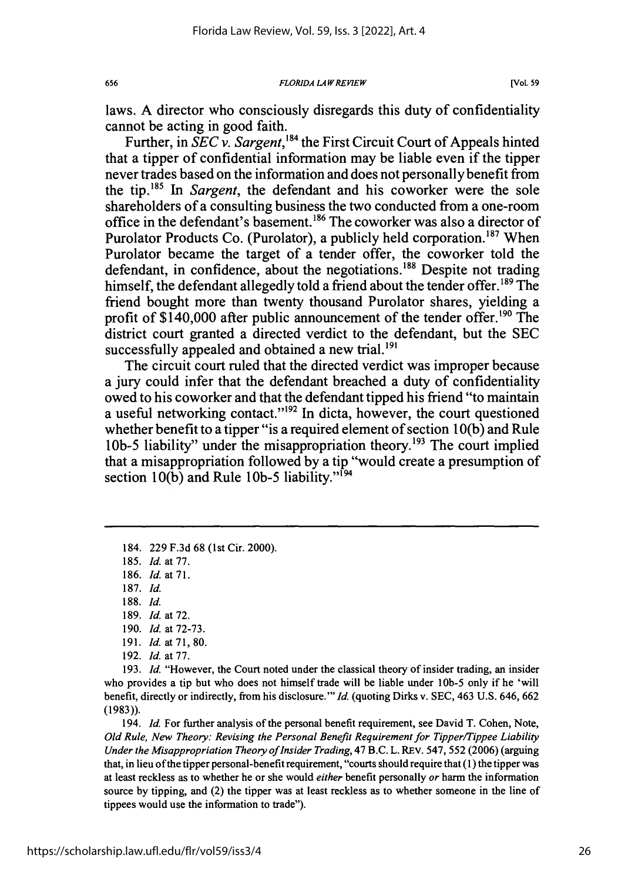laws. A director who consciously disregards this duty of confidentiality cannot be acting in good faith.

Further, in *SEC v. Sargent*,[184] the First Circuit Court of Appeals hinted that a tipper of confidential information may be liable even if the tipper never trades based on the information and does not personally benefit from the tip.[185] In *Sargent*, the defendant and his coworker were the sole shareholders of a consulting business the two conducted from a one-room office in the defendant's basement.[186] The coworker was also a director of Purolator Products Co. (Purolator), a publicly held corporation.[187] When Purolator became the target of a tender offer, the coworker told the defendant, in confidence, about the negotiations.[188] Despite not trading himself, the defendant allegedly told a friend about the tender offer.[189] The friend bought more than twenty thousand Purolator shares, yielding a profit of $140,000 after public announcement of the tender offer.[190] The district court granted a directed verdict to the defendant, but the SEC successfully appealed and obtained a new trial.[191]

The circuit court ruled that the directed verdict was improper because a jury could infer that the defendant breached a duty of confidentiality owed to his coworker and that the defendant tipped his friend "to maintain a useful networking contact."[192] In dicta, however, the court questioned whether benefit to a tipper "is a required element of section 10(b) and Rule 10b-5 liability" under the misappropriation theory.[193] The court implied that a misappropriation followed by a tip "would create a presumption of section 10(b) and Rule 10b-5 liability."[194]

---

184. 229 F.3d 68 (1st Cir. 2000).

185. *Id.* at 77.

186. *Id.* at 71.

187. *Id.*

188. *Id.*

189. *Id.* at 72.

190. *Id.* at 72-73.

191. *Id.* at 71, 80.

192. *Id.* at 77.

193. *Id.* "However, the Court noted under the classical theory of insider trading, an insider who provides a tip but who does not himself trade will be liable under 10b-5 only if he 'will benefit, directly or indirectly, from his disclosure.'" *Id.* (quoting Dirks v. SEC, 463 U.S. 646, 662 (1983)).

194. *Id.* For further analysis of the personal benefit requirement, see David T. Cohen, Note, *Old Rule, New Theory: Revising the Personal Benefit Requirement for Tipper/Tippee Liability Under the Misappropriation Theory of Insider Trading*, 47 B.C. L. REV. 547, 552 (2006) (arguing that, in lieu of the tipper personal-benefit requirement, "courts should require that (1) the tipper was at least reckless as to whether he or she would *either* benefit personally *or* harm the information source by tipping, and (2) the tipper was at least reckless as to whether someone in the line of tippees would use the information to trade").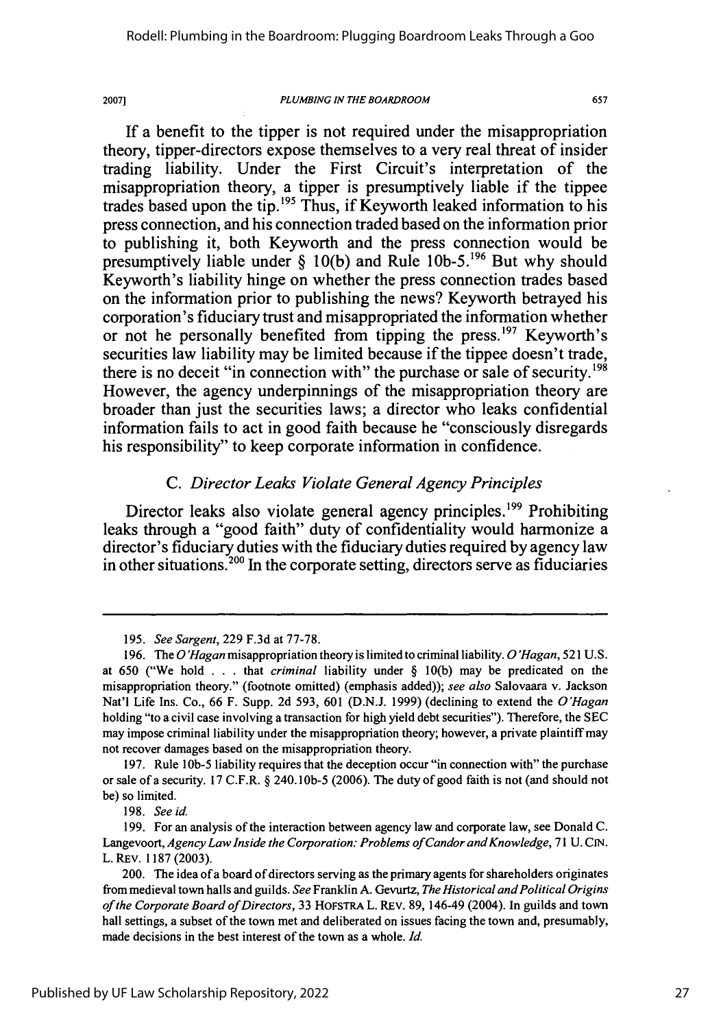If a benefit to the tipper is not required under the misappropriation theory, tipper-directors expose themselves to a very real threat of insider trading liability. Under the First Circuit's interpretation of the misappropriation theory, a tipper is presumptively liable if the tippee trades based upon the tip.[195] Thus, if Keyworth leaked information to his press connection, and his connection traded based on the information prior to publishing it, both Keyworth and the press connection would be presumptively liable under § 10(b) and Rule 10b-5.[196] But why should Keyworth's liability hinge on whether the press connection trades based on the information prior to publishing the news? Keyworth betrayed his corporation's fiduciary trust and misappropriated the information whether or not he personally benefited from tipping the press.[197] Keyworth's securities law liability may be limited because if the tippee doesn't trade, there is no deceit "in connection with" the purchase or sale of security.[198] However, the agency underpinnings of the misappropriation theory are broader than just the securities laws; a director who leaks confidential information fails to act in good faith because he "consciously disregards his responsibility" to keep corporate information in confidence.

### C. *Director Leaks Violate General Agency Principles*

Director leaks also violate general agency principles.[199] Prohibiting leaks through a "good faith" duty of confidentiality would harmonize a director's fiduciary duties with the fiduciary duties required by agency law in other situations.[200] In the corporate setting, directors serve as fiduciaries

---

195. *See Sargent*, 229 F.3d at 77-78.

196. The *O'Hagan* misappropriation theory is limited to criminal liability. *O'Hagan*, 521 U.S. at 650 ("We hold . . . that *criminal* liability under § 10(b) may be predicated on the misappropriation theory." (footnote omitted) (emphasis added)); *see also* Salovaara v. Jackson Nat'l Life Ins. Co., 66 F. Supp. 2d 593, 601 (D.N.J. 1999) (declining to extend the *O'Hagan* holding "to a civil case involving a transaction for high yield debt securities"). Therefore, the SEC may impose criminal liability under the misappropriation theory; however, a private plaintiff may not recover damages based on the misappropriation theory.

197. Rule 10b-5 liability requires that the deception occur "in connection with" the purchase or sale of a security. 17 C.F.R. § 240.10b-5 (2006). The duty of good faith is not (and should not be) so limited.

198. *See id.*

199. For an analysis of the interaction between agency law and corporate law, see Donald C. Langevoort, *Agency Law Inside the Corporation: Problems of Candor and Knowledge*, 71 U. CIN. L. REV. 1187 (2003).

200. The idea of a board of directors serving as the primary agents for shareholders originates from medieval town halls and guilds. *See* Franklin A. Gevurtz, *The Historical and Political Origins of the Corporate Board of Directors*, 33 HOFSTRA L. REV. 89, 146-49 (2004). In guilds and town hall settings, a subset of the town met and deliberated on issues facing the town and, presumably, made decisions in the best interest of the town as a whole. *Id.*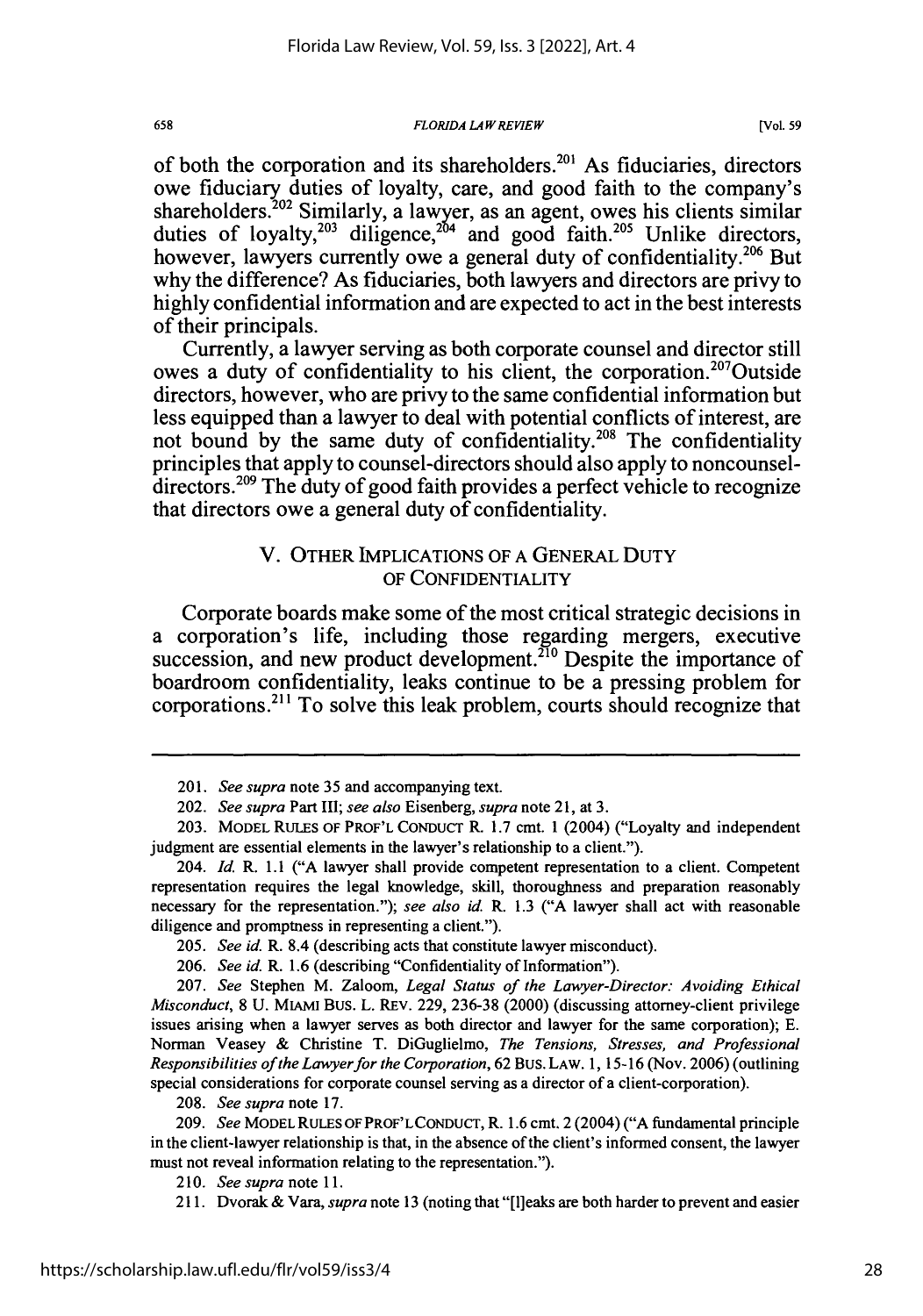of both the corporation and its shareholders.[201] As fiduciaries, directors owe fiduciary duties of loyalty, care, and good faith to the company's shareholders.[202] Similarly, a lawyer, as an agent, owes his clients similar duties of loyalty,[203] diligence,[204] and good faith.[205] Unlike directors, however, lawyers currently owe a general duty of confidentiality.[206] But why the difference? As fiduciaries, both lawyers and directors are privy to highly confidential information and are expected to act in the best interests of their principals.

Currently, a lawyer serving as both corporate counsel and director still owes a duty of confidentiality to his client, the corporation.[207] Outside directors, however, who are privy to the same confidential information but less equipped than a lawyer to deal with potential conflicts of interest, are not bound by the same duty of confidentiality.[208] The confidentiality principles that apply to counsel-directors should also apply to noncounsel-directors.[209] The duty of good faith provides a perfect vehicle to recognize that directors owe a general duty of confidentiality.

## V. OTHER IMPLICATIONS OF A GENERAL DUTY OF CONFIDENTIALITY

Corporate boards make some of the most critical strategic decisions in a corporation's life, including those regarding mergers, executive succession, and new product development.[210] Despite the importance of boardroom confidentiality, leaks continue to be a pressing problem for corporations.[211] To solve this leak problem, courts should recognize that

---

201. *See supra* note 35 and accompanying text.

202. *See supra* Part III; *see also* Eisenberg, *supra* note 21, at 3.

203. MODEL RULES OF PROF'L CONDUCT R. 1.7 cmt. 1 (2004) ("Loyalty and independent judgment are essential elements in the lawyer's relationship to a client.").

204. *Id.* R. 1.1 ("A lawyer shall provide competent representation to a client. Competent representation requires the legal knowledge, skill, thoroughness and preparation reasonably necessary for the representation."); *see also id.* R. 1.3 ("A lawyer shall act with reasonable diligence and promptness in representing a client.").

205. *See id.* R. 8.4 (describing acts that constitute lawyer misconduct).

206. *See id.* R. 1.6 (describing "Confidentiality of Information").

207. *See* Stephen M. Zaloom, *Legal Status of the Lawyer-Director: Avoiding Ethical Misconduct*, 8 U. MIAMI BUS. L. REV. 229, 236-38 (2000) (discussing attorney-client privilege issues arising when a lawyer serves as both director and lawyer for the same corporation); E. Norman Veasey & Christine T. DiGuglielmo, *The Tensions, Stresses, and Professional Responsibilities of the Lawyer for the Corporation*, 62 BUS. LAW. 1, 15-16 (Nov. 2006) (outlining special considerations for corporate counsel serving as a director of a client-corporation).

208. *See supra* note 17.

209. *See* MODEL RULES OF PROF'L CONDUCT, R. 1.6 cmt. 2 (2004) ("A fundamental principle in the client-lawyer relationship is that, in the absence of the client's informed consent, the lawyer must not reveal information relating to the representation.").

210. *See supra* note 11.

211. Dvorak & Vara, *supra* note 13 (noting that "[l]eaks are both harder to prevent and easier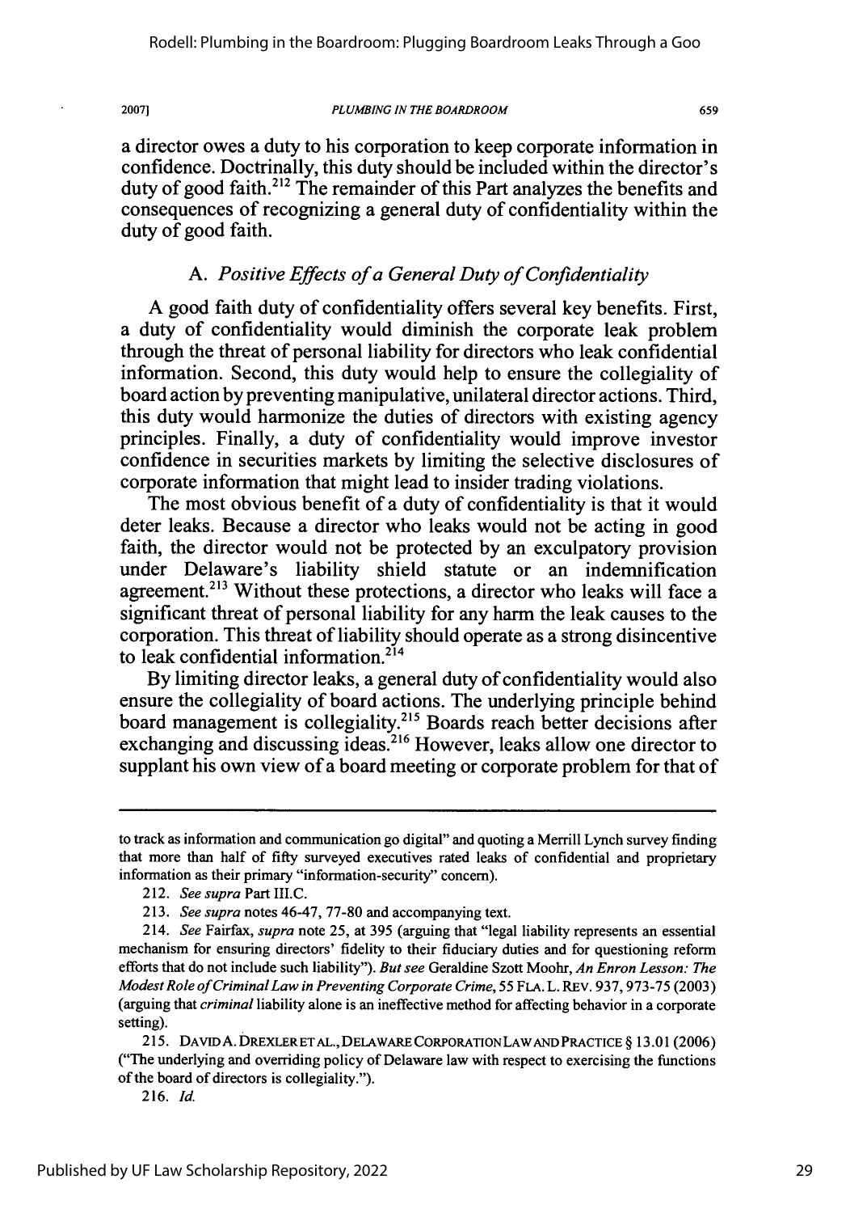a director owes a duty to his corporation to keep corporate information in confidence. Doctrinally, this duty should be included within the director's duty of good faith.[212] The remainder of this Part analyzes the benefits and consequences of recognizing a general duty of confidentiality within the duty of good faith.

### A. *Positive Effects of a General Duty of Confidentiality*

A good faith duty of confidentiality offers several key benefits. First, a duty of confidentiality would diminish the corporate leak problem through the threat of personal liability for directors who leak confidential information. Second, this duty would help to ensure the collegiality of board action by preventing manipulative, unilateral director actions. Third, this duty would harmonize the duties of directors with existing agency principles. Finally, a duty of confidentiality would improve investor confidence in securities markets by limiting the selective disclosures of corporate information that might lead to insider trading violations.

The most obvious benefit of a duty of confidentiality is that it would deter leaks. Because a director who leaks would not be acting in good faith, the director would not be protected by an exculpatory provision under Delaware's liability shield statute or an indemnification agreement.[213] Without these protections, a director who leaks will face a significant threat of personal liability for any harm the leak causes to the corporation. This threat of liability should operate as a strong disincentive to leak confidential information.[214]

By limiting director leaks, a general duty of confidentiality would also ensure the collegiality of board actions. The underlying principle behind board management is collegiality.[215] Boards reach better decisions after exchanging and discussing ideas.[216] However, leaks allow one director to supplant his own view of a board meeting or corporate problem for that of

---

to track as information and communication go digital" and quoting a Merrill Lynch survey finding that more than half of fifty surveyed executives rated leaks of confidential and proprietary information as their primary "information-security" concern).

212. *See supra* Part III.C.

213. *See supra* notes 46-47, 77-80 and accompanying text.

214. *See* Fairfax, *supra* note 25, at 395 (arguing that "legal liability represents an essential mechanism for ensuring directors' fidelity to their fiduciary duties and for questioning reform efforts that do not include such liability"). *But see* Geraldine Szott Moohr, *An Enron Lesson: The Modest Role of Criminal Law in Preventing Corporate Crime*, 55 FLA. L. REV. 937, 973-75 (2003) (arguing that *criminal* liability alone is an ineffective method for affecting behavior in a corporate setting).

215. DAVID A. DREXLER ET AL., DELAWARE CORPORATION LAW AND PRACTICE § 13.01 (2006) ("The underlying and overriding policy of Delaware law with respect to exercising the functions of the board of directors is collegiality.").

216. *Id.*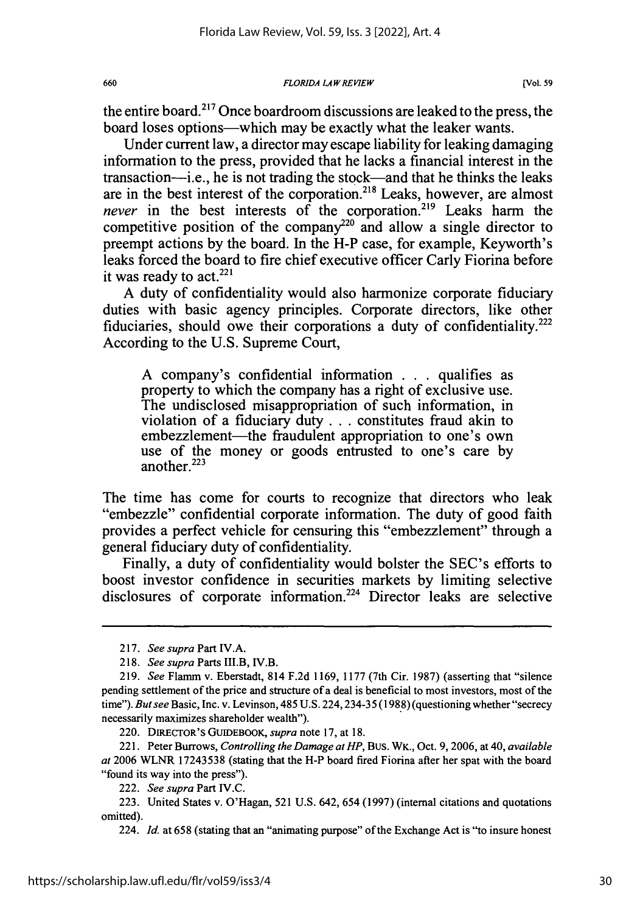the entire board.[217] Once boardroom discussions are leaked to the press, the board loses options—which may be exactly what the leaker wants.

Under current law, a director may escape liability for leaking damaging information to the press, provided that he lacks a financial interest in the transaction—i.e., he is not trading the stock—and that he thinks the leaks are in the best interest of the corporation.[218] Leaks, however, are almost *never* in the best interests of the corporation.[219] Leaks harm the competitive position of the company[220] and allow a single director to preempt actions by the board. In the H-P case, for example, Keyworth's leaks forced the board to fire chief executive officer Carly Fiorina before it was ready to act.[221]

A duty of confidentiality would also harmonize corporate fiduciary duties with basic agency principles. Corporate directors, like other fiduciaries, should owe their corporations a duty of confidentiality.[222] According to the U.S. Supreme Court,

> A company's confidential information . . . qualifies as property to which the company has a right of exclusive use. The undisclosed misappropriation of such information, in violation of a fiduciary duty . . . constitutes fraud akin to embezzlement—the fraudulent appropriation to one's own use of the money or goods entrusted to one's care by another.[223]

The time has come for courts to recognize that directors who leak "embezzle" confidential corporate information. The duty of good faith provides a perfect vehicle for censuring this "embezzlement" through a general fiduciary duty of confidentiality.

Finally, a duty of confidentiality would bolster the SEC's efforts to boost investor confidence in securities markets by limiting selective disclosures of corporate information.[224] Director leaks are selective

---

217. *See supra* Part IV.A.

218. *See supra* Parts III.B, IV.B.

219. *See* Flamm v. Eberstadt, 814 F.2d 1169, 1177 (7th Cir. 1987) (asserting that "silence pending settlement of the price and structure of a deal is beneficial to most investors, most of the time"). *But see* Basic, Inc. v. Levinson, 485 U.S. 224, 234-35 (1988) (questioning whether "secrecy necessarily maximizes shareholder wealth").

220. DIRECTOR'S GUIDEBOOK, *supra* note 17, at 18.

221. Peter Burrows, *Controlling the Damage at HP*, BUS. WK., Oct. 9, 2006, at 40, *available at* 2006 WLNR 17243538 (stating that the H-P board fired Fiorina after her spat with the board "found its way into the press").

222. *See supra* Part IV.C.

223. United States v. O'Hagan, 521 U.S. 642, 654 (1997) (internal citations and quotations omitted).

224. *Id.* at 658 (stating that an "animating purpose" of the Exchange Act is "to insure honest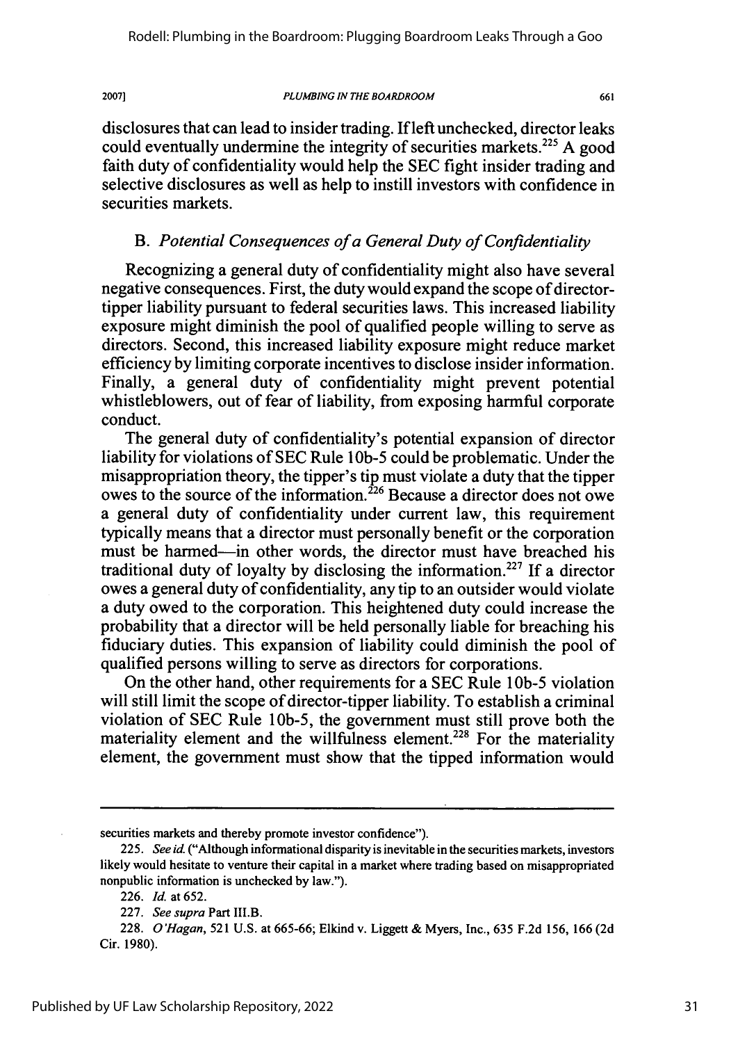disclosures that can lead to insider trading. If left unchecked, director leaks could eventually undermine the integrity of securities markets.[225] A good faith duty of confidentiality would help the SEC fight insider trading and selective disclosures as well as help to instill investors with confidence in securities markets.

### B. *Potential Consequences of a General Duty of Confidentiality*

Recognizing a general duty of confidentiality might also have several negative consequences. First, the duty would expand the scope of director-tipper liability pursuant to federal securities laws. This increased liability exposure might diminish the pool of qualified people willing to serve as directors. Second, this increased liability exposure might reduce market efficiency by limiting corporate incentives to disclose insider information. Finally, a general duty of confidentiality might prevent potential whistleblowers, out of fear of liability, from exposing harmful corporate conduct.

The general duty of confidentiality's potential expansion of director liability for violations of SEC Rule 10b-5 could be problematic. Under the misappropriation theory, the tipper's tip must violate a duty that the tipper owes to the source of the information.[226] Because a director does not owe a general duty of confidentiality under current law, this requirement typically means that a director must personally benefit or the corporation must be harmed—in other words, the director must have breached his traditional duty of loyalty by disclosing the information.[227] If a director owes a general duty of confidentiality, any tip to an outsider would violate a duty owed to the corporation. This heightened duty could increase the probability that a director will be held personally liable for breaching his fiduciary duties. This expansion of liability could diminish the pool of qualified persons willing to serve as directors for corporations.

On the other hand, other requirements for a SEC Rule 10b-5 violation will still limit the scope of director-tipper liability. To establish a criminal violation of SEC Rule 10b-5, the government must still prove both the materiality element and the willfulness element.[228] For the materiality element, the government must show that the tipped information would

---

securities markets and thereby promote investor confidence").

225. *See id.* ("Although informational disparity is inevitable in the securities markets, investors likely would hesitate to venture their capital in a market where trading based on misappropriated nonpublic information is unchecked by law.").

226. *Id.* at 652.

227. *See supra* Part III.B.

228. *O'Hagan*, 521 U.S. at 665-66; Elkind v. Liggett & Myers, Inc., 635 F.2d 156, 166 (2d Cir. 1980).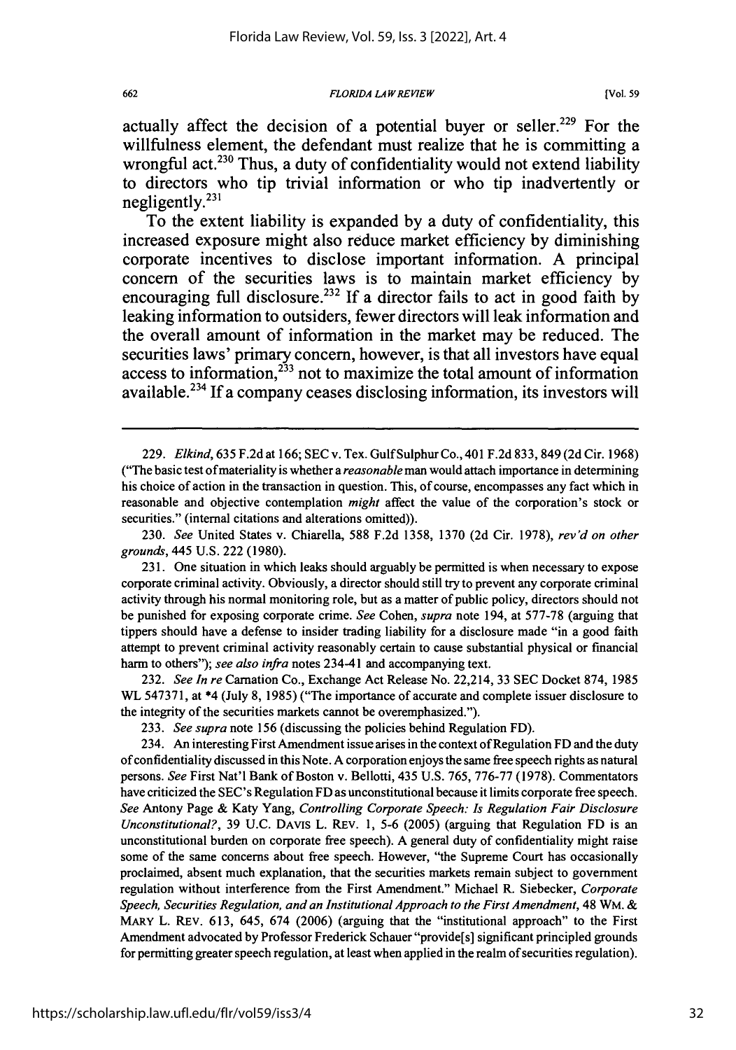actually affect the decision of a potential buyer or seller.[229] For the willfulness element, the defendant must realize that he is committing a wrongful act.[230] Thus, a duty of confidentiality would not extend liability to directors who tip trivial information or who tip inadvertently or negligently.[231]

To the extent liability is expanded by a duty of confidentiality, this increased exposure might also reduce market efficiency by diminishing corporate incentives to disclose important information. A principal concern of the securities laws is to maintain market efficiency by encouraging full disclosure.[232] If a director fails to act in good faith by leaking information to outsiders, fewer directors will leak information and the overall amount of information in the market may be reduced. The securities laws' primary concern, however, is that all investors have equal access to information,[233] not to maximize the total amount of information available.[234] If a company ceases disclosing information, its investors will

---

229. *Elkind*, 635 F.2d at 166; SEC v. Tex. Gulf Sulphur Co., 401 F.2d 833, 849 (2d Cir. 1968) ("The basic test of materiality is whether a *reasonable* man would attach importance in determining his choice of action in the transaction in question. This, of course, encompasses any fact which in reasonable and objective contemplation *might* affect the value of the corporation's stock or securities." (internal citations and alterations omitted)).

230. *See* United States v. Chiarella, 588 F.2d 1358, 1370 (2d Cir. 1978), *rev'd on other grounds*, 445 U.S. 222 (1980).

231. One situation in which leaks should arguably be permitted is when necessary to expose corporate criminal activity. Obviously, a director should still try to prevent any corporate criminal activity through his normal monitoring role, but as a matter of public policy, directors should not be punished for exposing corporate crime. *See* Cohen, *supra* note 194, at 577-78 (arguing that tippers should have a defense to insider trading liability for a disclosure made "in a good faith attempt to prevent criminal activity reasonably certain to cause substantial physical or financial harm to others"); *see also infra* notes 234-41 and accompanying text.

232. *See In re* Carnation Co., Exchange Act Release No. 22,214, 33 SEC Docket 874, 1985 WL 547371, at *4 (July 8, 1985) ("The importance of accurate and complete issuer disclosure to the integrity of the securities markets cannot be overemphasized.").

233. *See supra* note 156 (discussing the policies behind Regulation FD).

234. An interesting First Amendment issue arises in the context of Regulation FD and the duty of confidentiality discussed in this Note. A corporation enjoys the same free speech rights as natural persons. *See* First Nat'l Bank of Boston v. Bellotti, 435 U.S. 765, 776-77 (1978). Commentators have criticized the SEC's Regulation FD as unconstitutional because it limits corporate free speech. *See* Antony Page & Katy Yang, *Controlling Corporate Speech: Is Regulation Fair Disclosure Unconstitutional?*, 39 U.C. DAVIS L. REV. 1, 5-6 (2005) (arguing that Regulation FD is an unconstitutional burden on corporate free speech). A general duty of confidentiality might raise some of the same concerns about free speech. However, "the Supreme Court has occasionally proclaimed, absent much explanation, that the securities markets remain subject to government regulation without interference from the First Amendment." Michael R. Siebecker, *Corporate Speech, Securities Regulation, and an Institutional Approach to the First Amendment*, 48 WM. & MARY L. REV. 613, 645, 674 (2006) (arguing that the "institutional approach" to the First Amendment advocated by Professor Frederick Schauer "provide[s] significant principled grounds for permitting greater speech regulation, at least when applied in the realm of securities regulation).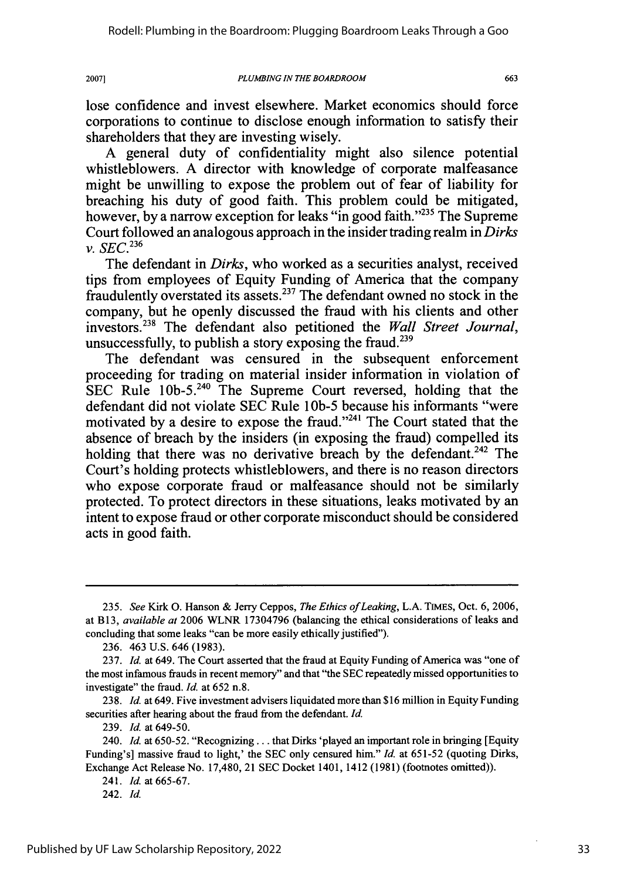lose confidence and invest elsewhere. Market economics should force corporations to continue to disclose enough information to satisfy their shareholders that they are investing wisely.

A general duty of confidentiality might also silence potential whistleblowers. A director with knowledge of corporate malfeasance might be unwilling to expose the problem out of fear of liability for breaching his duty of good faith. This problem could be mitigated, however, by a narrow exception for leaks "in good faith."[235] The Supreme Court followed an analogous approach in the insider trading realm in *Dirks v. SEC*.[236]

The defendant in *Dirks*, who worked as a securities analyst, received tips from employees of Equity Funding of America that the company fraudulently overstated its assets.[237] The defendant owned no stock in the company, but he openly discussed the fraud with his clients and other investors.[238] The defendant also petitioned the *Wall Street Journal*, unsuccessfully, to publish a story exposing the fraud.[239]

The defendant was censured in the subsequent enforcement proceeding for trading on material insider information in violation of SEC Rule 10b-5.[240] The Supreme Court reversed, holding that the defendant did not violate SEC Rule 10b-5 because his informants "were motivated by a desire to expose the fraud."[241] The Court stated that the absence of breach by the insiders (in exposing the fraud) compelled its holding that there was no derivative breach by the defendant.[242] The Court's holding protects whistleblowers, and there is no reason directors who expose corporate fraud or malfeasance should not be similarly protected. To protect directors in these situations, leaks motivated by an intent to expose fraud or other corporate misconduct should be considered acts in good faith.

---

235. *See* Kirk O. Hanson & Jerry Ceppos, *The Ethics of Leaking*, L.A. TIMES, Oct. 6, 2006, at B13, *available at* 2006 WLNR 17304796 (balancing the ethical considerations of leaks and concluding that some leaks "can be more easily ethically justified").

236. 463 U.S. 646 (1983).

237. *Id.* at 649. The Court asserted that the fraud at Equity Funding of America was "one of the most infamous frauds in recent memory" and that "the SEC repeatedly missed opportunities to investigate" the fraud. *Id.* at 652 n.8.

238. *Id.* at 649. Five investment advisers liquidated more than $16 million in Equity Funding securities after hearing about the fraud from the defendant. *Id.*

239. *Id.* at 649-50.

240. *Id.* at 650-52. "Recognizing . . . that Dirks 'played an important role in bringing [Equity Funding's] massive fraud to light,' the SEC only censured him." *Id.* at 651-52 (quoting Dirks, Exchange Act Release No. 17,480, 21 SEC Docket 1401, 1412 (1981) (footnotes omitted)).

241. *Id.* at 665-67.

242. *Id.*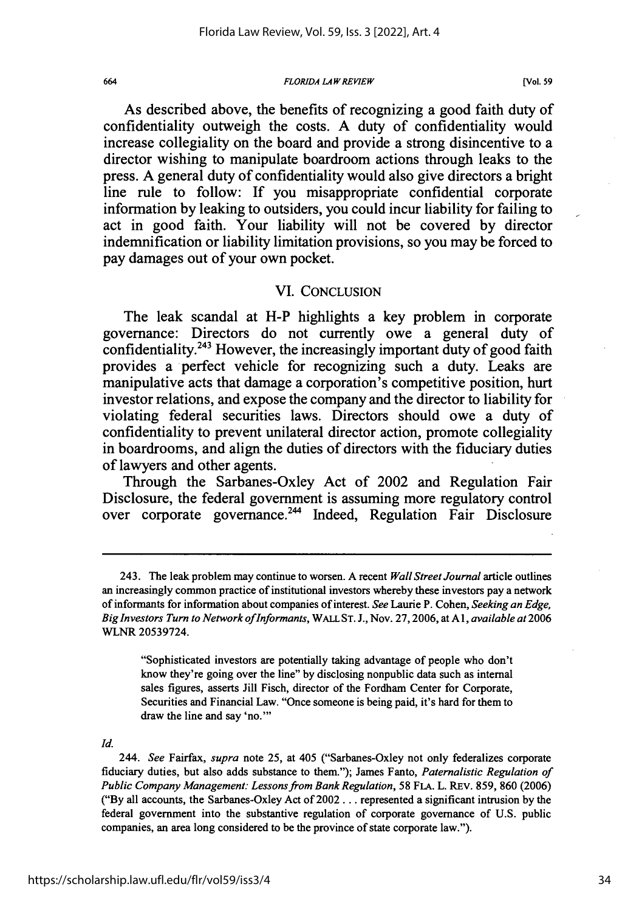As described above, the benefits of recognizing a good faith duty of confidentiality outweigh the costs. A duty of confidentiality would increase collegiality on the board and provide a strong disincentive to a director wishing to manipulate boardroom actions through leaks to the press. A general duty of confidentiality would also give directors a bright line rule to follow: If you misappropriate confidential corporate information by leaking to outsiders, you could incur liability for failing to act in good faith. Your liability will not be covered by director indemnification or liability limitation provisions, so you may be forced to pay damages out of your own pocket.

## VI. CONCLUSION

The leak scandal at H-P highlights a key problem in corporate governance: Directors do not currently owe a general duty of confidentiality.[243] However, the increasingly important duty of good faith provides a perfect vehicle for recognizing such a duty. Leaks are manipulative acts that damage a corporation's competitive position, hurt investor relations, and expose the company and the director to liability for violating federal securities laws. Directors should owe a duty of confidentiality to prevent unilateral director action, promote collegiality in boardrooms, and align the duties of directors with the fiduciary duties of lawyers and other agents.

Through the Sarbanes-Oxley Act of 2002 and Regulation Fair Disclosure, the federal government is assuming more regulatory control over corporate governance.[244] Indeed, Regulation Fair Disclosure

---

243. The leak problem may continue to worsen. A recent *Wall Street Journal* article outlines an increasingly common practice of institutional investors whereby these investors pay a network of informants for information about companies of interest. *See* Laurie P. Cohen, *Seeking an Edge, Big Investors Turn to Network of Informants*, WALL ST. J., Nov. 27, 2006, at A1, *available at* 2006 WLNR 20539724.

> "Sophisticated investors are potentially taking advantage of people who don't know they're going over the line" by disclosing nonpublic data such as internal sales figures, asserts Jill Fisch, director of the Fordham Center for Corporate, Securities and Financial Law. "Once someone is being paid, it's hard for them to draw the line and say 'no.'"

*Id.*

244. *See* Fairfax, *supra* note 25, at 405 ("Sarbanes-Oxley not only federalizes corporate fiduciary duties, but also adds substance to them."); James Fanto, *Paternalistic Regulation of Public Company Management: Lessons from Bank Regulation*, 58 FLA. L. REV. 859, 860 (2006) ("By all accounts, the Sarbanes-Oxley Act of 2002 . . . represented a significant intrusion by the federal government into the substantive regulation of corporate governance of U.S. public companies, an area long considered to be the province of state corporate law.").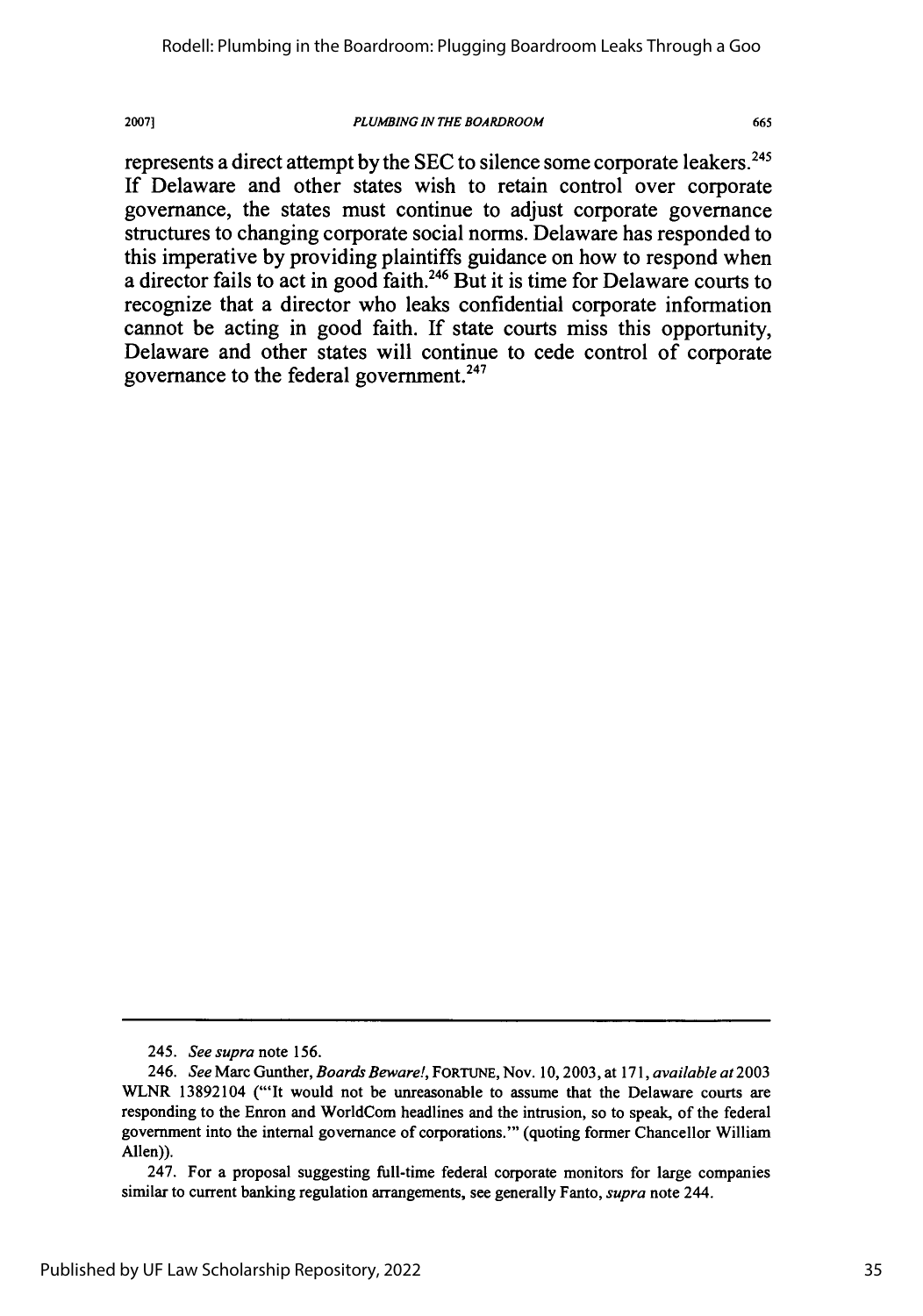represents a direct attempt by the SEC to silence some corporate leakers.[245] If Delaware and other states wish to retain control over corporate governance, the states must continue to adjust corporate governance structures to changing corporate social norms. Delaware has responded to this imperative by providing plaintiffs guidance on how to respond when a director fails to act in good faith.[246] But it is time for Delaware courts to recognize that a director who leaks confidential corporate information cannot be acting in good faith. If state courts miss this opportunity, Delaware and other states will continue to cede control of corporate governance to the federal government.[247]

---

245. *See supra* note 156.

246. *See* Marc Gunther, *Boards Beware!*, FORTUNE, Nov. 10, 2003, at 171, *available at* 2003 WLNR 13892104 ("'It would not be unreasonable to assume that the Delaware courts are responding to the Enron and WorldCom headlines and the intrusion, so to speak, of the federal government into the internal governance of corporations.'" (quoting former Chancellor William Allen)).

247. For a proposal suggesting full-time federal corporate monitors for large companies similar to current banking regulation arrangements, see generally Fanto, *supra* note 244.